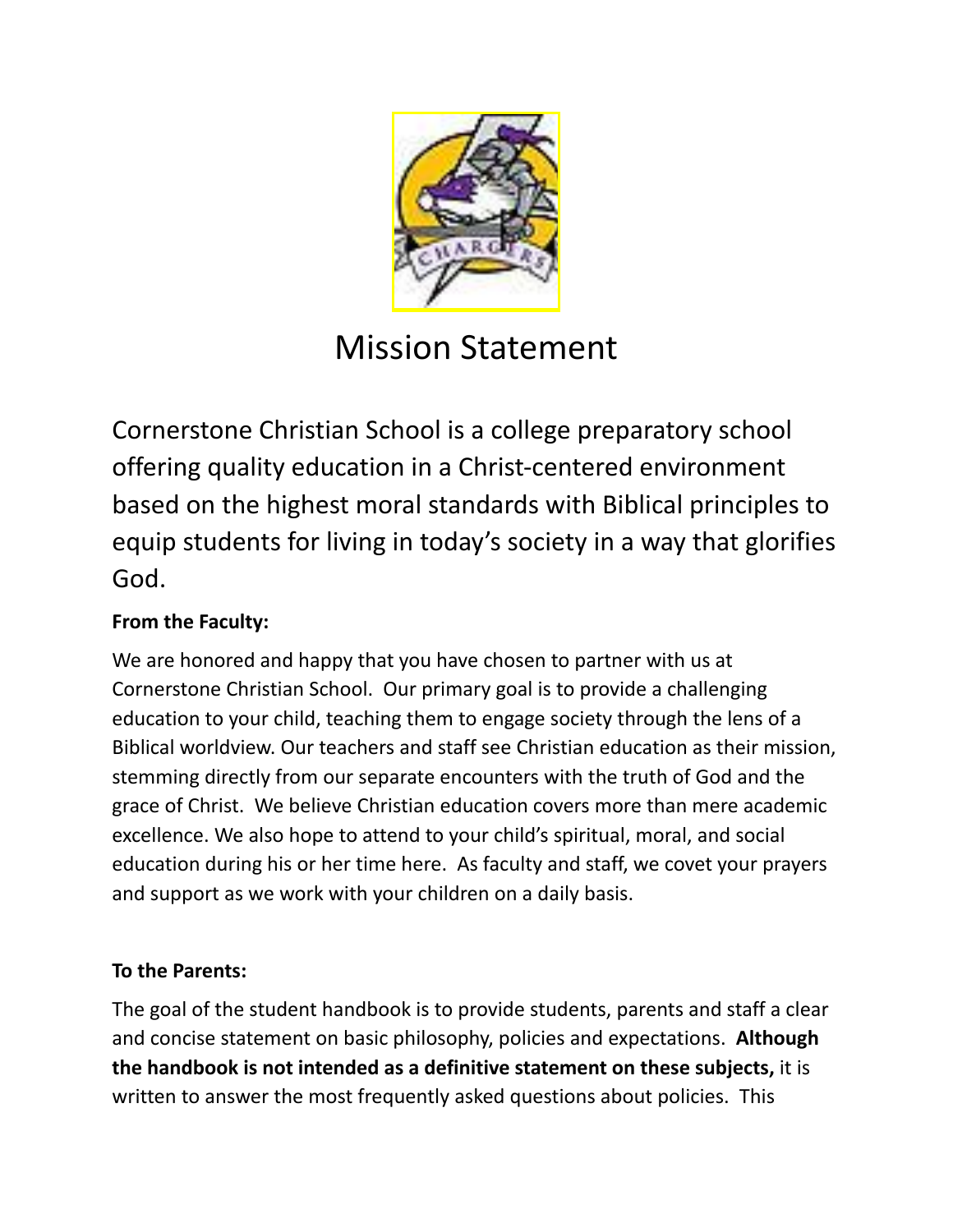# Mission Statement

Cornerstone Christian School is a college preparatory school offering quality education in a Christ-centered environment based on the highest moral standards with Biblical principles to equip students for living in today's society in a way that glorifies God.

**From the Faculty:**

We are honored and happy that you have chosen to partner with us at Cornerstone Christian School. Our primary goal is to provide a challenging education to your child, teaching them to engage society through the lens of a Biblical worldview. Our teachers and staff see Christian education as their mission, stemming directly from our separate encounters with the truth of God and the grace of Christ. We believe Christian education covers more than mere academic excellence. We also hope to attend to your child's spiritual, moral, and social education during his or her time here. As faculty and staff, we covet your prayers and support as we work with your children on a daily basis.

**To the Parents:**

The goal of the student handbook is to provide students, parents and staff a clear and concise statement on basic philosophy, policies and expectations. **Although the handbook is not intended as a definitive statement on these subjects,** it is written to answer the most frequently asked questions about policies. This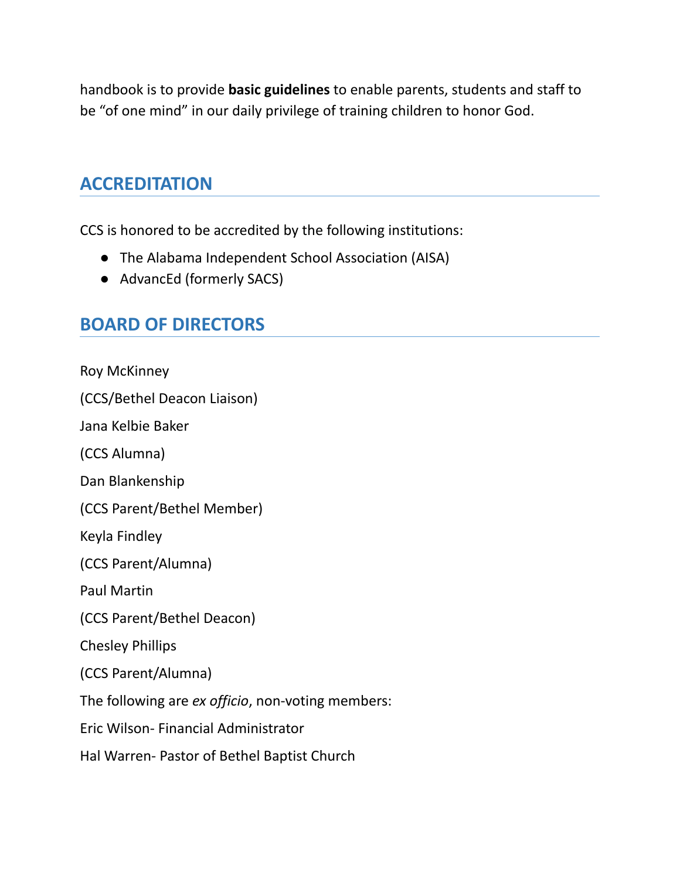handbook is to provide **basic guidelines** to enable parents, students and staff to be "of one mind" in our daily privilege of training children to honor God.

## ACCREDITATION

CCS is honored to be accredited by the following institutions:

- The Alabama Independent School Association (AISA)
- AdvancEd (formerly SACS)

## BOARD OF DIRECTORS

Roy McKinney

(CCS/Bethel Deacon Liaison)

Jana Kelbie Baker

(CCS Alumna)

Dan Blankenship

(CCS Parent/Bethel Member)

Keyla Findley

(CCS Parent/Alumna)

Paul Martin

(CCS Parent/Bethel Deacon)

Chesley Phillips

(CCS Parent/Alumna)

The following are *ex officio*, non-voting members:

Eric Wilson- Financial Administrator

Hal Warren- Pastor of Bethel Baptist Church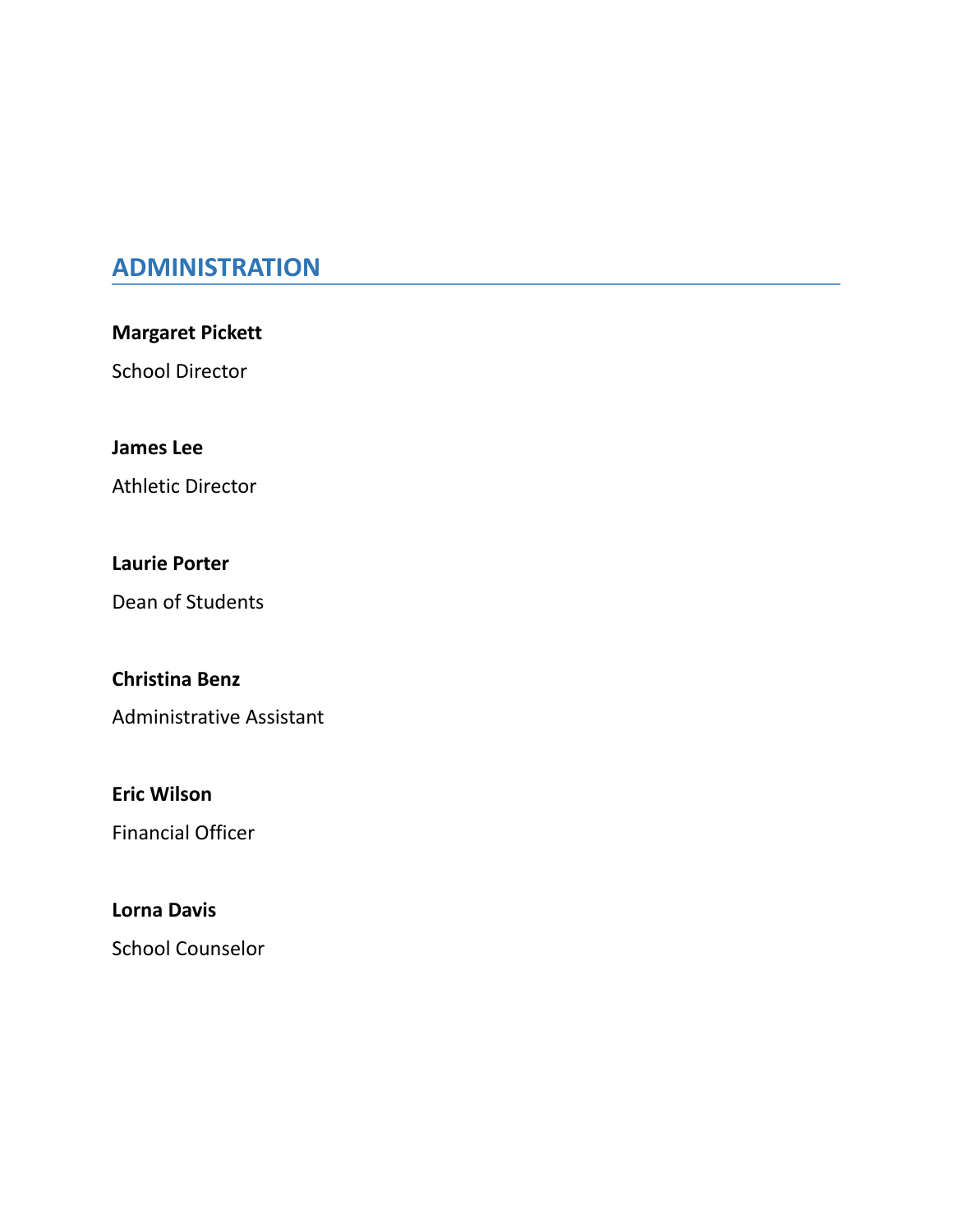## ADMINISTRATION

**Margaret Pickett**

School Director

**James Lee**

Athletic Director

**Laurie Porter**

Dean of Students

**Christina Benz**

Administrative Assistant

**Eric Wilson**

Financial Officer

**Lorna Davis**

School Counselor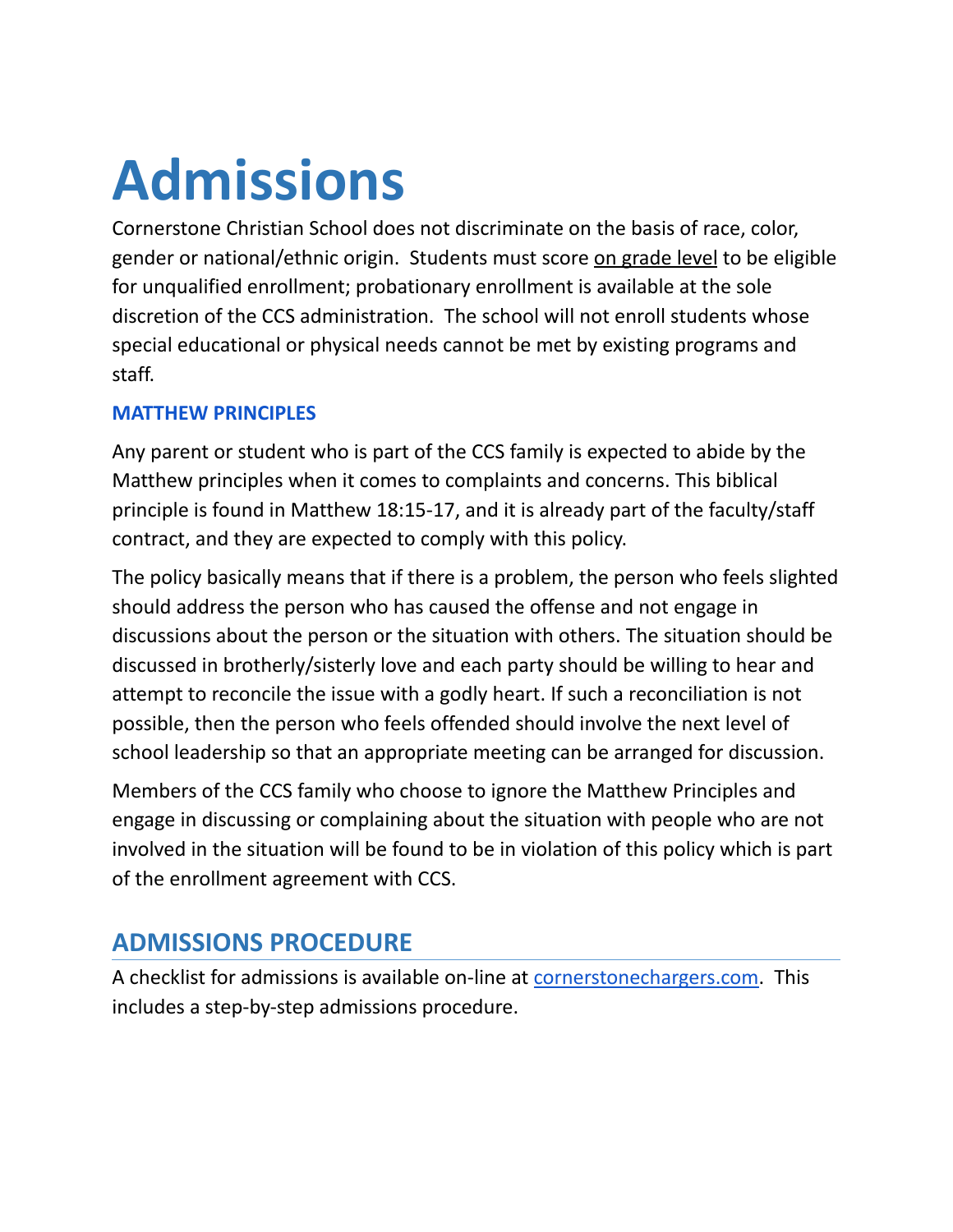# Admissions

Cornerstone Christian School does not discriminate on the basis of race, color, gender or national/ethnic origin. Students must score on grade level to be eligible for unqualified enrollment; probationary enrollment is available at the sole discretion of the CCS administration. The school will not enroll students whose special educational or physical needs cannot be met by existing programs and staff.

### MATTHEW PRINCIPLES

Any parent or student who is part of the CCS family is expected to abide by the Matthew principles when it comes to complaints and concerns. This biblical principle is found in Matthew 18:15-17, and it is already part of the faculty/staff contract, and they are expected to comply with this policy.

The policy basically means that if there is a problem, the person who feels slighted should address the person who has caused the offense and not engage in discussions about the person or the situation with others. The situation should be discussed in brotherly/sisterly love and each party should be willing to hear and attempt to reconcile the issue with a godly heart. If such a reconciliation is not possible, then the person who feels offended should involve the next level of school leadership so that an appropriate meeting can be arranged for discussion.

Members of the CCS family who choose to ignore the Matthew Principles and engage in discussing or complaining about the situation with people who are not involved in the situation will be found to be in violation of this policy which is part of the enrollment agreement with CCS.

## ADMISSIONS PROCEDURE

A checklist for admissions is available on-line at cornerstonechargers.com. This includes a step-by-step admissions procedure.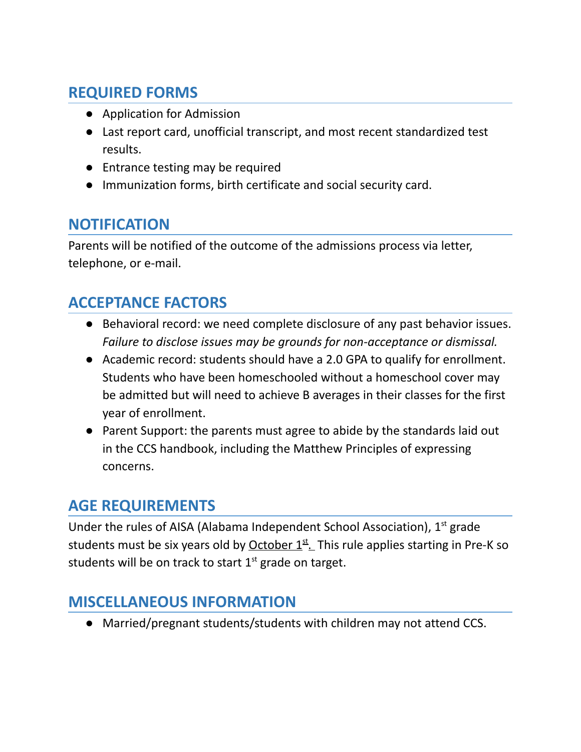## REQUIRED FORMS

- Application for Admission
- Last report card, unofficial transcript, and most recent standardized test results.
- Entrance testing may be required
- Immunization forms, birth certificate and social security card.

## NOTIFICATION

Parents will be notified of the outcome of the admissions process via letter, telephone, or e-mail.

## ACCEPTANCE FACTORS

- Behavioral record: we need complete disclosure of any past behavior issues. *Failure to disclose issues may be grounds for non-acceptance or dismissal.*
- Academic record: students should have a 2.0 GPA to qualify for enrollment. Students who have been homeschooled without a homeschool cover may be admitted but will need to achieve B averages in their classes for the first year of enrollment.
- Parent Support: the parents must agree to abide by the standards laid out in the CCS handbook, including the Matthew Principles of expressing concerns.

## AGE REQUIREMENTS

Under the rules of AISA (Alabama Independent School Association), 1st grade students must be six years old by October 1st. This rule applies starting in Pre-K so students will be on track to start 1st grade on target.

## MISCELLANEOUS INFORMATION

- Married/pregnant students/students with children may not attend CCS.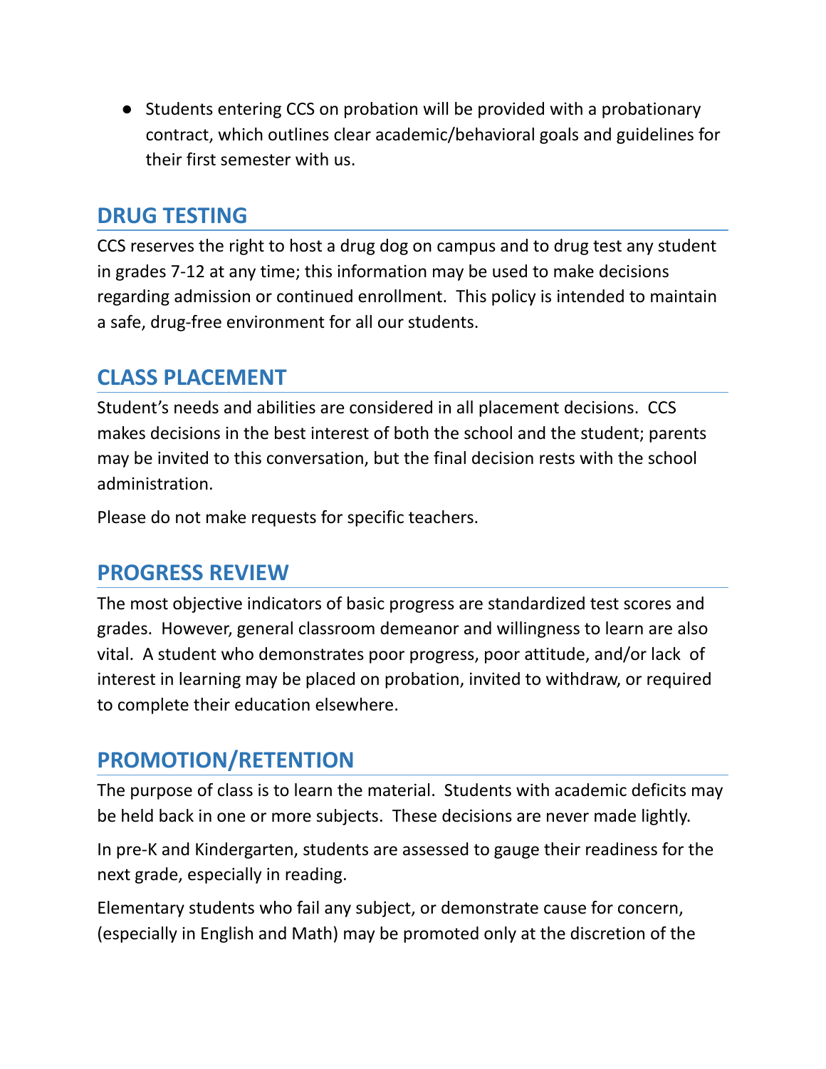- Students entering CCS on probation will be provided with a probationary contract, which outlines clear academic/behavioral goals and guidelines for their first semester with us.

## DRUG TESTING

CCS reserves the right to host a drug dog on campus and to drug test any student in grades 7-12 at any time; this information may be used to make decisions regarding admission or continued enrollment. This policy is intended to maintain a safe, drug-free environment for all our students.

## CLASS PLACEMENT

Student's needs and abilities are considered in all placement decisions. CCS makes decisions in the best interest of both the school and the student; parents may be invited to this conversation, but the final decision rests with the school administration.

Please do not make requests for specific teachers.

## PROGRESS REVIEW

The most objective indicators of basic progress are standardized test scores and grades. However, general classroom demeanor and willingness to learn are also vital. A student who demonstrates poor progress, poor attitude, and/or lack of interest in learning may be placed on probation, invited to withdraw, or required to complete their education elsewhere.

## PROMOTION/RETENTION

The purpose of class is to learn the material. Students with academic deficits may be held back in one or more subjects. These decisions are never made lightly.

In pre-K and Kindergarten, students are assessed to gauge their readiness for the next grade, especially in reading.

Elementary students who fail any subject, or demonstrate cause for concern, (especially in English and Math) may be promoted only at the discretion of the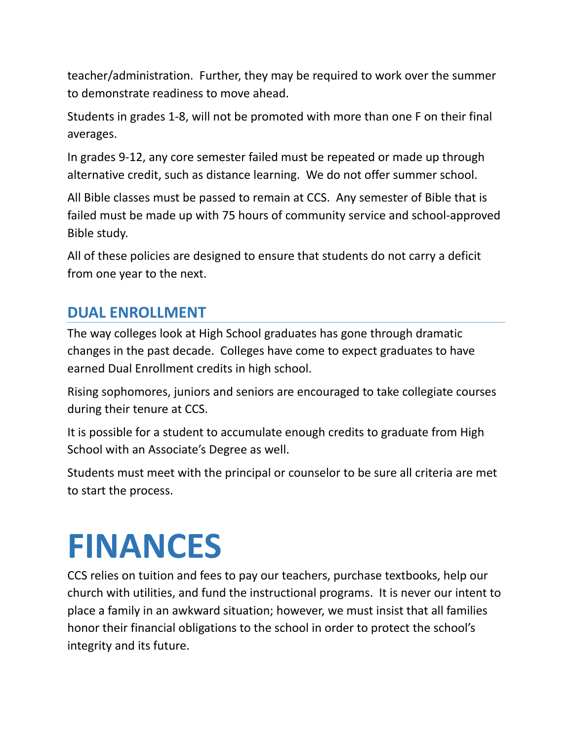teacher/administration.  Further, they may be required to work over the summer to demonstrate readiness to move ahead.

Students in grades 1-8, will not be promoted with more than one F on their final averages.

In grades 9-12, any core semester failed must be repeated or made up through alternative credit, such as distance learning.  We do not offer summer school.

All Bible classes must be passed to remain at CCS.  Any semester of Bible that is failed must be made up with 75 hours of community service and school-approved Bible study.

All of these policies are designed to ensure that students do not carry a deficit from one year to the next.

## DUAL ENROLLMENT

The way colleges look at High School graduates has gone through dramatic changes in the past decade.  Colleges have come to expect graduates to have earned Dual Enrollment credits in high school.

Rising sophomores, juniors and seniors are encouraged to take collegiate courses during their tenure at CCS.

It is possible for a student to accumulate enough credits to graduate from High School with an Associate's Degree as well.

Students must meet with the principal or counselor to be sure all criteria are met to start the process.

# FINANCES

CCS relies on tuition and fees to pay our teachers, purchase textbooks, help our church with utilities, and fund the instructional programs.  It is never our intent to place a family in an awkward situation; however, we must insist that all families honor their financial obligations to the school in order to protect the school's integrity and its future.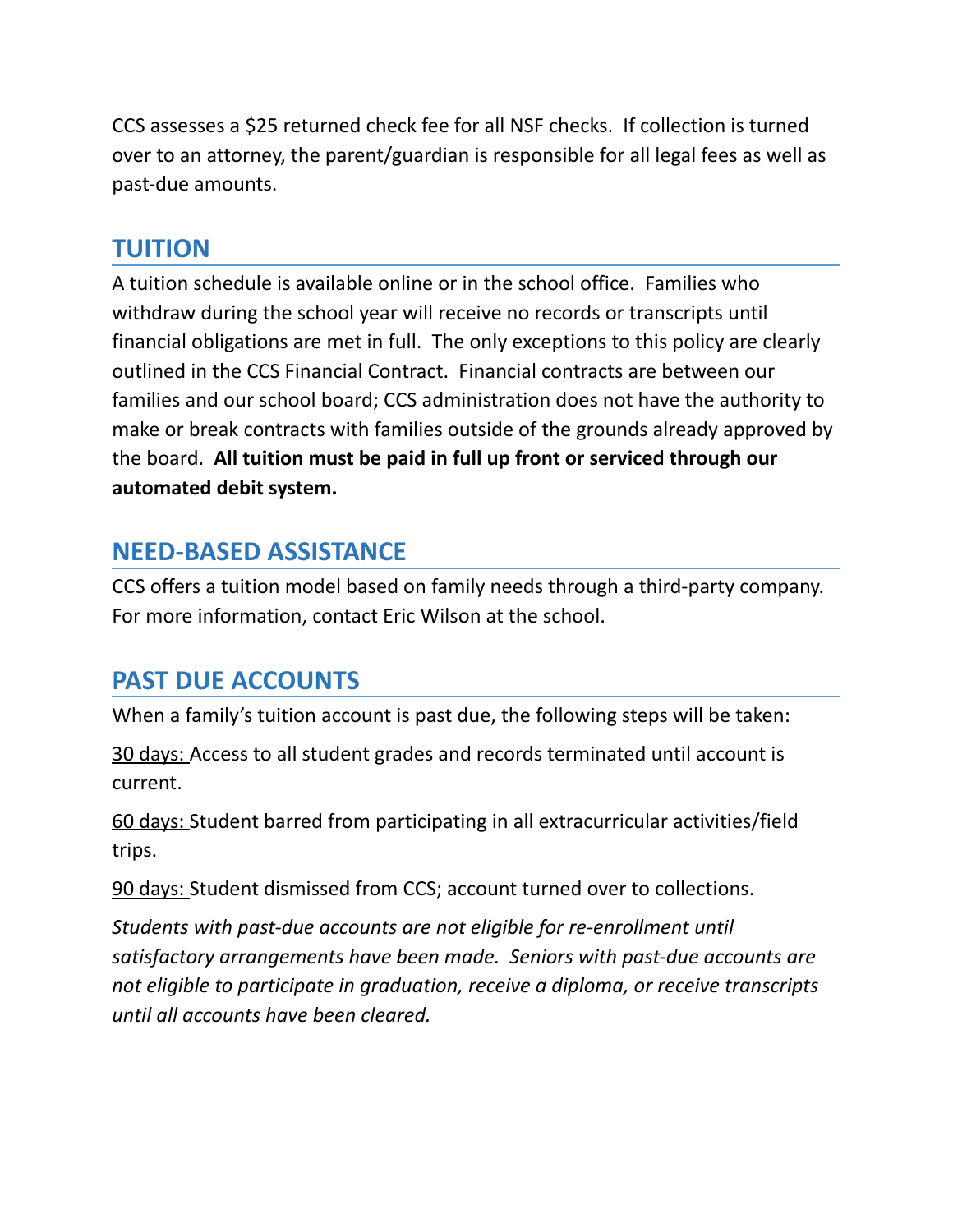CCS assesses a $25 returned check fee for all NSF checks. If collection is turned over to an attorney, the parent/guardian is responsible for all legal fees as well as past-due amounts.

## TUITION

A tuition schedule is available online or in the school office. Families who withdraw during the school year will receive no records or transcripts until financial obligations are met in full. The only exceptions to this policy are clearly outlined in the CCS Financial Contract. Financial contracts are between our families and our school board; CCS administration does not have the authority to make or break contracts with families outside of the grounds already approved by the board. **All tuition must be paid in full up front or serviced through our automated debit system.**

## NEED-BASED ASSISTANCE

CCS offers a tuition model based on family needs through a third-party company. For more information, contact Eric Wilson at the school.

## PAST DUE ACCOUNTS

When a family's tuition account is past due, the following steps will be taken:

<u>30 days:</u> Access to all student grades and records terminated until account is current.

<u>60 days:</u> Student barred from participating in all extracurricular activities/field trips.

<u>90 days:</u> Student dismissed from CCS; account turned over to collections.

*Students with past-due accounts are not eligible for re-enrollment until satisfactory arrangements have been made. Seniors with past-due accounts are not eligible to participate in graduation, receive a diploma, or receive transcripts until all accounts have been cleared.*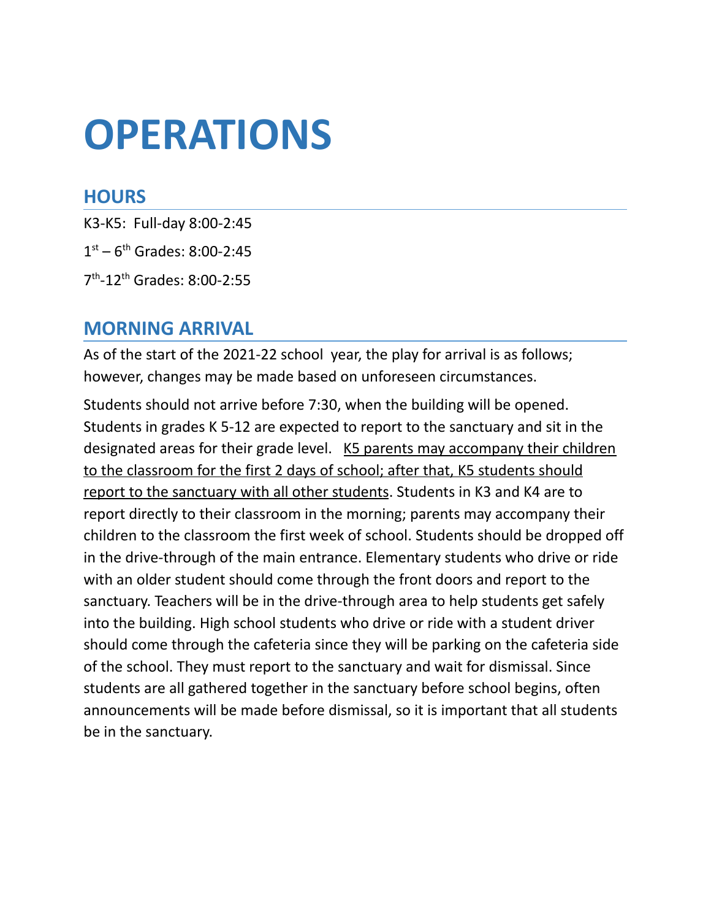# OPERATIONS

## HOURS

K3-K5: Full-day 8:00-2:45

1st – 6th Grades: 8:00-2:45

7th-12th Grades: 8:00-2:55

## MORNING ARRIVAL

As of the start of the 2021-22 school year, the play for arrival is as follows; however, changes may be made based on unforeseen circumstances.

Students should not arrive before 7:30, when the building will be opened. Students in grades K 5-12 are expected to report to the sanctuary and sit in the designated areas for their grade level. <u>K5 parents may accompany their children to the classroom for the first 2 days of school; after that, K5 students should report to the sanctuary with all other students</u>. Students in K3 and K4 are to report directly to their classroom in the morning; parents may accompany their children to the classroom the first week of school. Students should be dropped off in the drive-through of the main entrance. Elementary students who drive or ride with an older student should come through the front doors and report to the sanctuary. Teachers will be in the drive-through area to help students get safely into the building. High school students who drive or ride with a student driver should come through the cafeteria since they will be parking on the cafeteria side of the school. They must report to the sanctuary and wait for dismissal. Since students are all gathered together in the sanctuary before school begins, often announcements will be made before dismissal, so it is important that all students be in the sanctuary.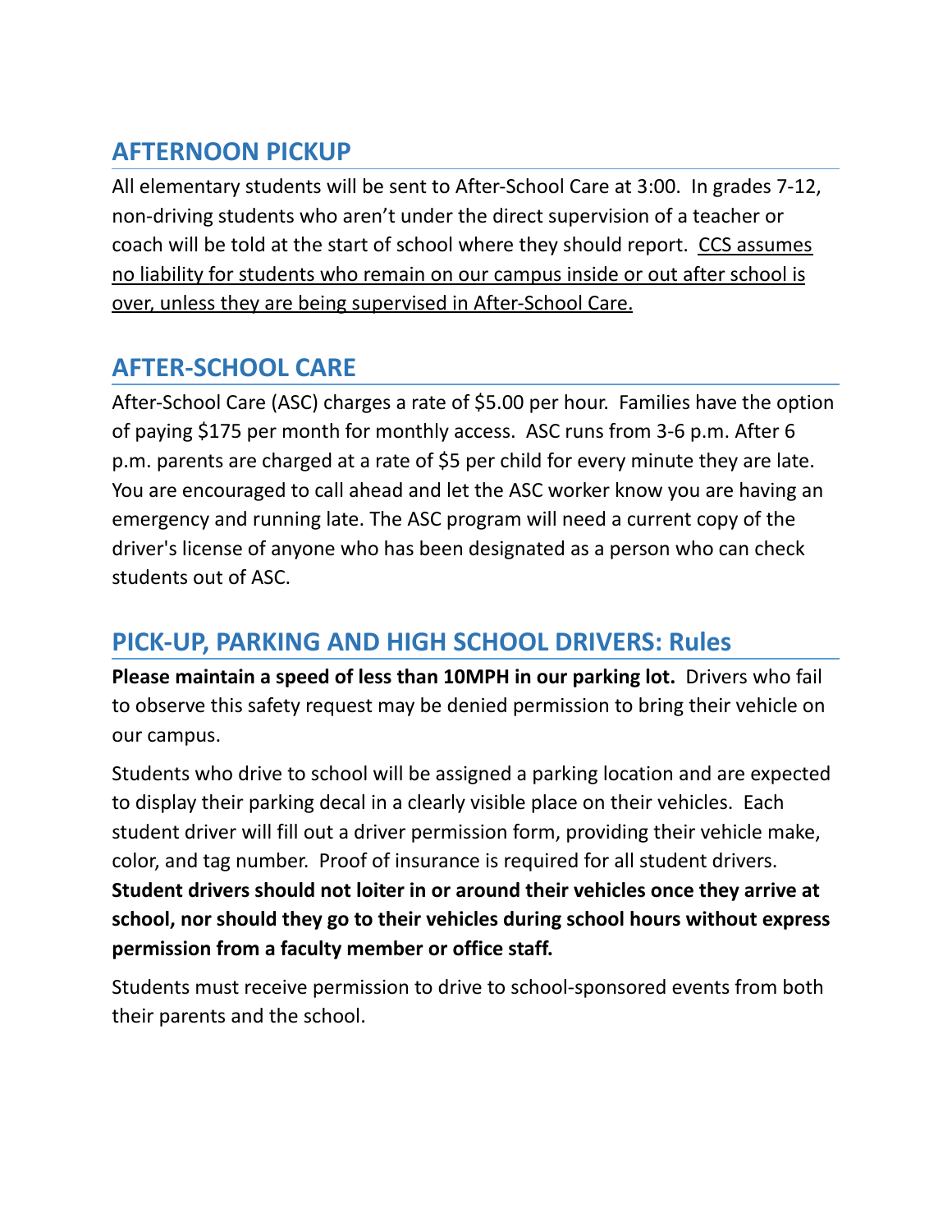## AFTERNOON PICKUP

All elementary students will be sent to After-School Care at 3:00. In grades 7-12, non-driving students who aren't under the direct supervision of a teacher or coach will be told at the start of school where they should report. <u>CCS assumes no liability for students who remain on our campus inside or out after school is over, unless they are being supervised in After-School Care.</u>

## AFTER-SCHOOL CARE

After-School Care (ASC) charges a rate of $5.00 per hour. Families have the option of paying $175 per month for monthly access. ASC runs from 3-6 p.m. After 6 p.m. parents are charged at a rate of $5 per child for every minute they are late. You are encouraged to call ahead and let the ASC worker know you are having an emergency and running late. The ASC program will need a current copy of the driver's license of anyone who has been designated as a person who can check students out of ASC.

## PICK-UP, PARKING AND HIGH SCHOOL DRIVERS: Rules

**Please maintain a speed of less than 10MPH in our parking lot.** Drivers who fail to observe this safety request may be denied permission to bring their vehicle on our campus.

Students who drive to school will be assigned a parking location and are expected to display their parking decal in a clearly visible place on their vehicles. Each student driver will fill out a driver permission form, providing their vehicle make, color, and tag number. Proof of insurance is required for all student drivers. **Student drivers should not loiter in or around their vehicles once they arrive at school, nor should they go to their vehicles during school hours without express permission from a faculty member or office staff.**

Students must receive permission to drive to school-sponsored events from both their parents and the school.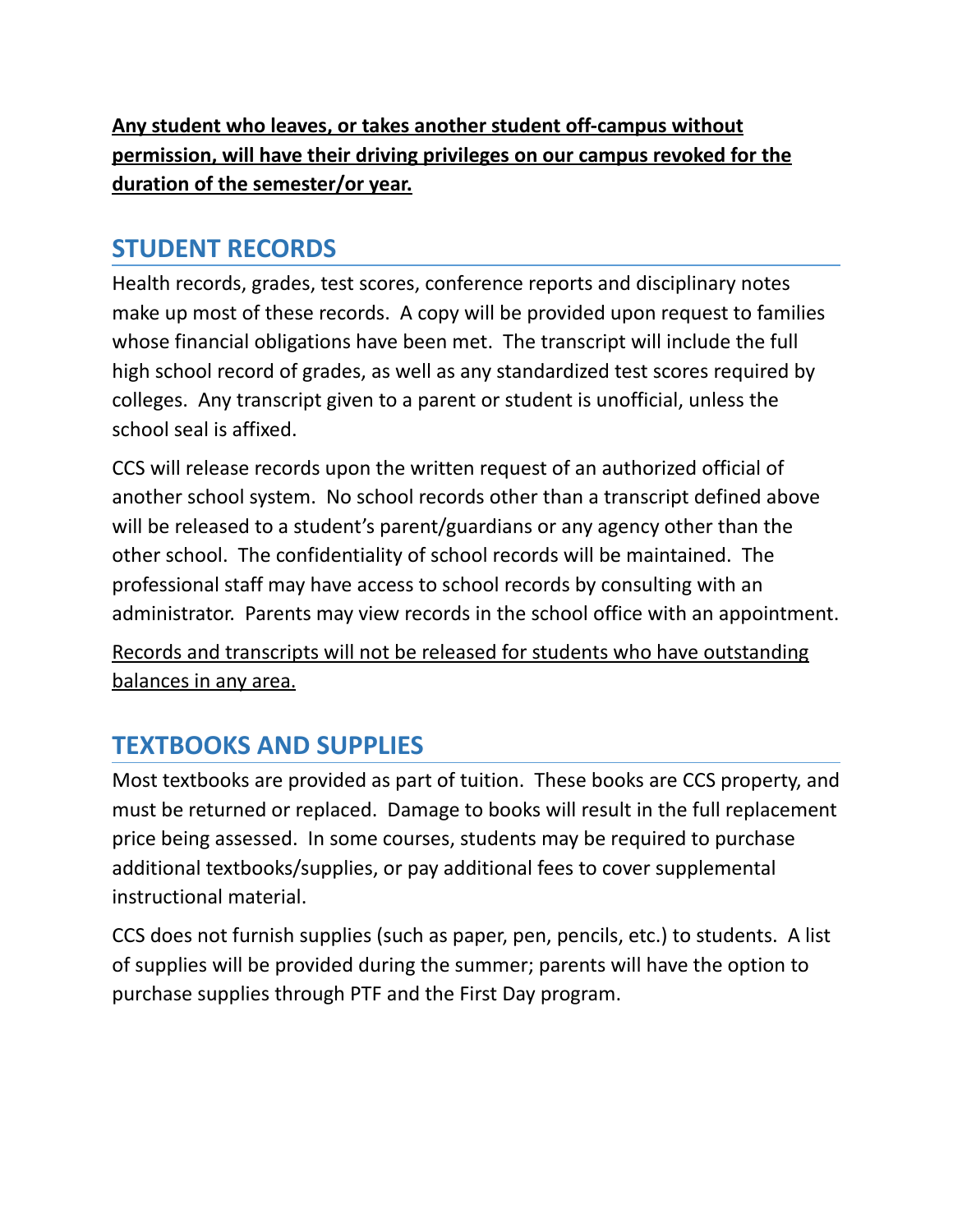**<u>Any student who leaves, or takes another student off-campus without permission, will have their driving privileges on our campus revoked for the duration of the semester/or year.</u>**

## STUDENT RECORDS

Health records, grades, test scores, conference reports and disciplinary notes make up most of these records. A copy will be provided upon request to families whose financial obligations have been met. The transcript will include the full high school record of grades, as well as any standardized test scores required by colleges. Any transcript given to a parent or student is unofficial, unless the school seal is affixed.

CCS will release records upon the written request of an authorized official of another school system. No school records other than a transcript defined above will be released to a student's parent/guardians or any agency other than the other school. The confidentiality of school records will be maintained. The professional staff may have access to school records by consulting with an administrator. Parents may view records in the school office with an appointment.

<u>Records and transcripts will not be released for students who have outstanding balances in any area.</u>

## TEXTBOOKS AND SUPPLIES

Most textbooks are provided as part of tuition. These books are CCS property, and must be returned or replaced. Damage to books will result in the full replacement price being assessed. In some courses, students may be required to purchase additional textbooks/supplies, or pay additional fees to cover supplemental instructional material.

CCS does not furnish supplies (such as paper, pen, pencils, etc.) to students. A list of supplies will be provided during the summer; parents will have the option to purchase supplies through PTF and the First Day program.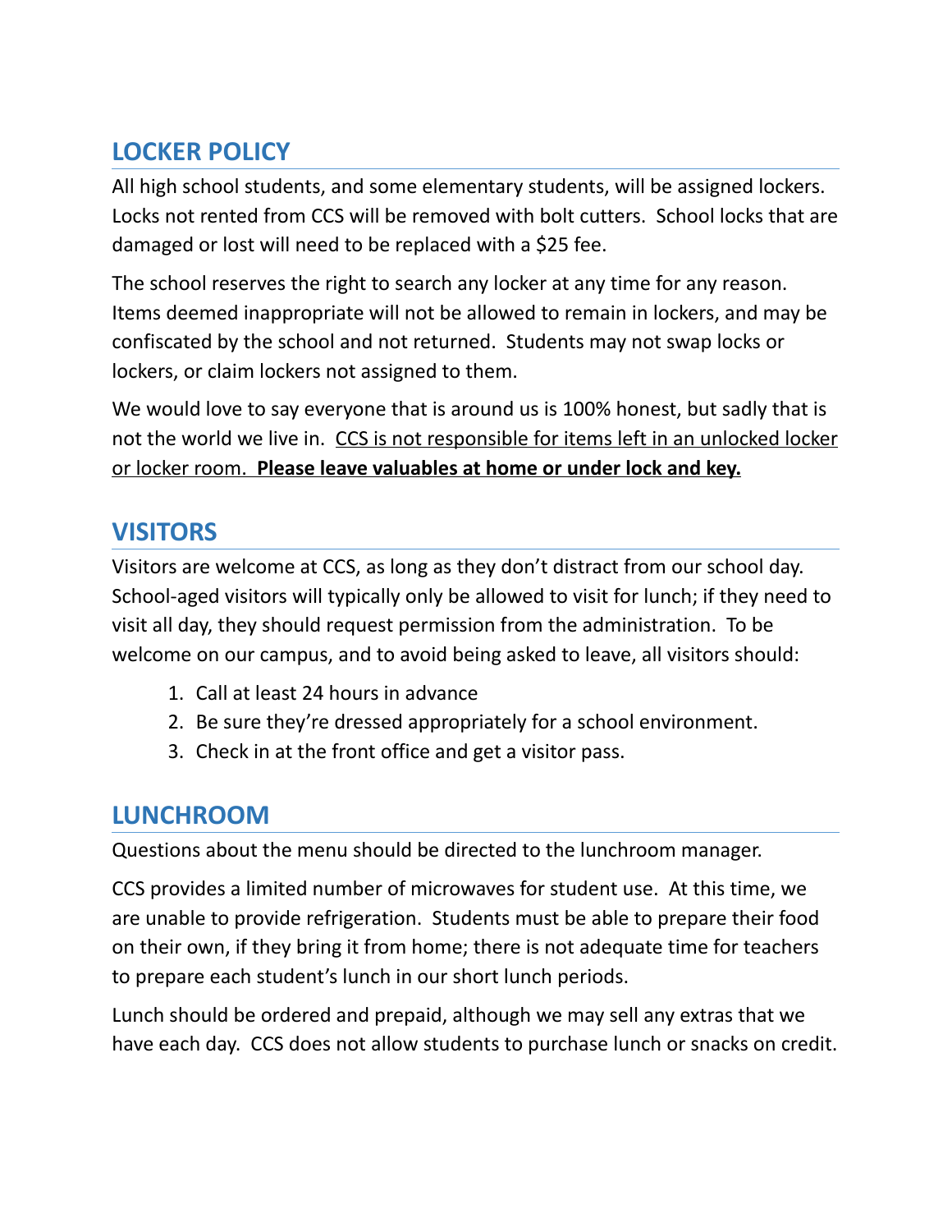## LOCKER POLICY

All high school students, and some elementary students, will be assigned lockers. Locks not rented from CCS will be removed with bolt cutters. School locks that are damaged or lost will need to be replaced with a $25 fee.

The school reserves the right to search any locker at any time for any reason. Items deemed inappropriate will not be allowed to remain in lockers, and may be confiscated by the school and not returned. Students may not swap locks or lockers, or claim lockers not assigned to them.

We would love to say everyone that is around us is 100% honest, but sadly that is not the world we live in. <u>CCS is not responsible for items left in an unlocked locker or locker room.</u> **<u>Please leave valuables at home or under lock and key.</u>**

## VISITORS

Visitors are welcome at CCS, as long as they don't distract from our school day. School-aged visitors will typically only be allowed to visit for lunch; if they need to visit all day, they should request permission from the administration. To be welcome on our campus, and to avoid being asked to leave, all visitors should:

1. Call at least 24 hours in advance
2. Be sure they're dressed appropriately for a school environment.
3. Check in at the front office and get a visitor pass.

## LUNCHROOM

Questions about the menu should be directed to the lunchroom manager.

CCS provides a limited number of microwaves for student use. At this time, we are unable to provide refrigeration. Students must be able to prepare their food on their own, if they bring it from home; there is not adequate time for teachers to prepare each student's lunch in our short lunch periods.

Lunch should be ordered and prepaid, although we may sell any extras that we have each day. CCS does not allow students to purchase lunch or snacks on credit.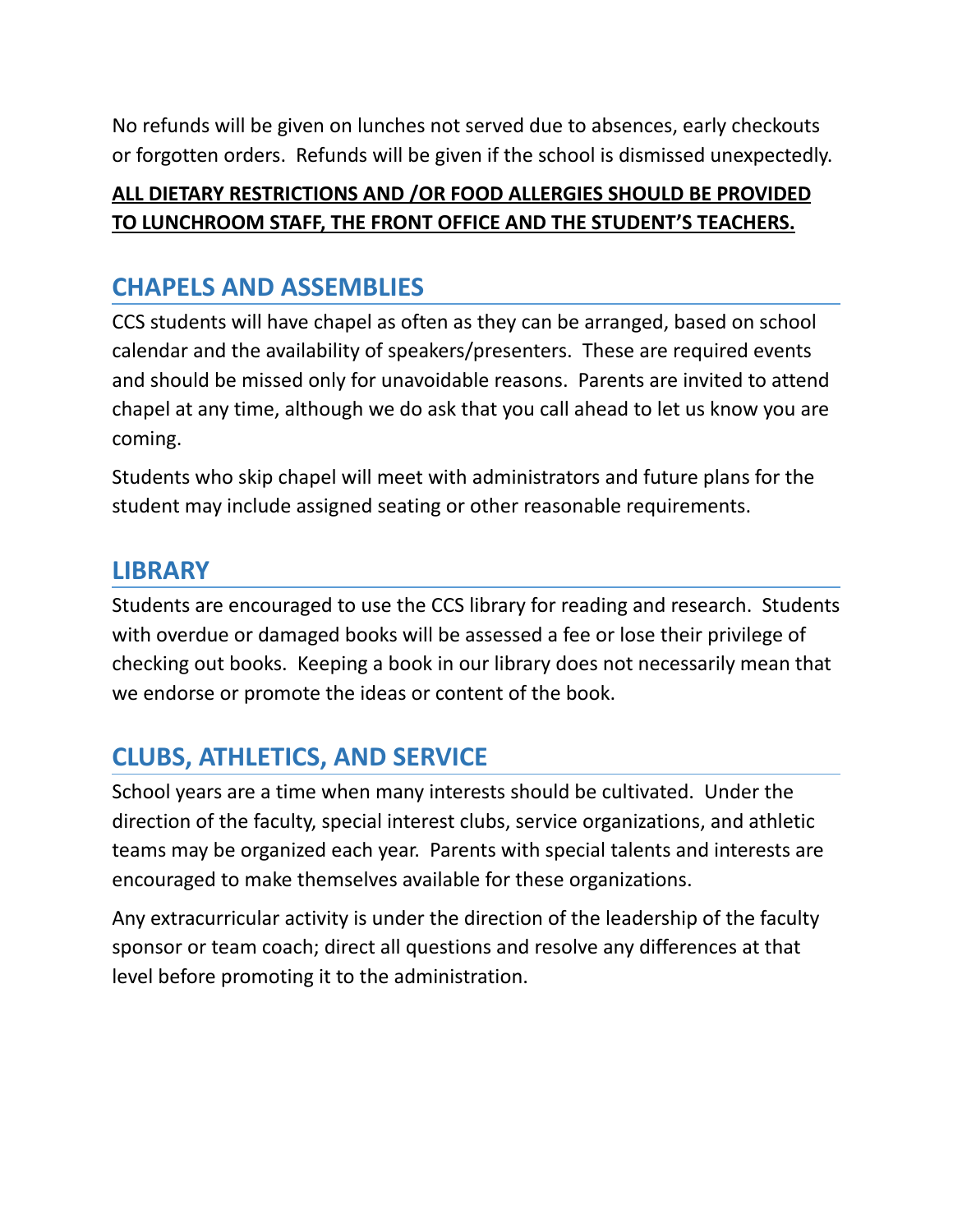No refunds will be given on lunches not served due to absences, early checkouts or forgotten orders.  Refunds will be given if the school is dismissed unexpectedly.

**ALL DIETARY RESTRICTIONS AND /OR FOOD ALLERGIES SHOULD BE PROVIDED TO LUNCHROOM STAFF, THE FRONT OFFICE AND THE STUDENT'S TEACHERS.**

## CHAPELS AND ASSEMBLIES

CCS students will have chapel as often as they can be arranged, based on school calendar and the availability of speakers/presenters.  These are required events and should be missed only for unavoidable reasons.  Parents are invited to attend chapel at any time, although we do ask that you call ahead to let us know you are coming.

Students who skip chapel will meet with administrators and future plans for the student may include assigned seating or other reasonable requirements.

## LIBRARY

Students are encouraged to use the CCS library for reading and research.  Students with overdue or damaged books will be assessed a fee or lose their privilege of checking out books.  Keeping a book in our library does not necessarily mean that we endorse or promote the ideas or content of the book.

## CLUBS, ATHLETICS, AND SERVICE

School years are a time when many interests should be cultivated.  Under the direction of the faculty, special interest clubs, service organizations, and athletic teams may be organized each year.  Parents with special talents and interests are encouraged to make themselves available for these organizations.

Any extracurricular activity is under the direction of the leadership of the faculty sponsor or team coach; direct all questions and resolve any differences at that level before promoting it to the administration.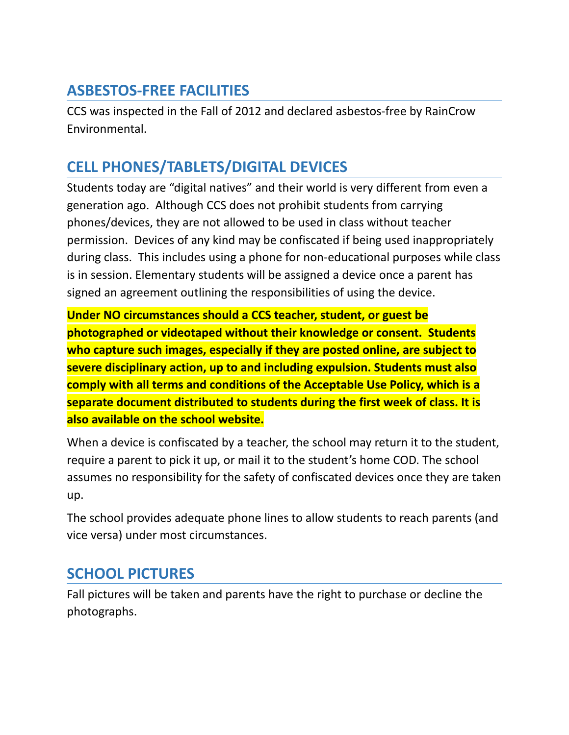## ASBESTOS-FREE FACILITIES

CCS was inspected in the Fall of 2012 and declared asbestos-free by RainCrow Environmental.

## CELL PHONES/TABLETS/DIGITAL DEVICES

Students today are "digital natives" and their world is very different from even a generation ago. Although CCS does not prohibit students from carrying phones/devices, they are not allowed to be used in class without teacher permission. Devices of any kind may be confiscated if being used inappropriately during class. This includes using a phone for non-educational purposes while class is in session. Elementary students will be assigned a device once a parent has signed an agreement outlining the responsibilities of using the device.

**Under NO circumstances should a CCS teacher, student, or guest be photographed or videotaped without their knowledge or consent. Students who capture such images, especially if they are posted online, are subject to severe disciplinary action, up to and including expulsion. Students must also comply with all terms and conditions of the Acceptable Use Policy, which is a separate document distributed to students during the first week of class. It is also available on the school website.**

When a device is confiscated by a teacher, the school may return it to the student, require a parent to pick it up, or mail it to the student's home COD. The school assumes no responsibility for the safety of confiscated devices once they are taken up.

The school provides adequate phone lines to allow students to reach parents (and vice versa) under most circumstances.

## SCHOOL PICTURES

Fall pictures will be taken and parents have the right to purchase or decline the photographs.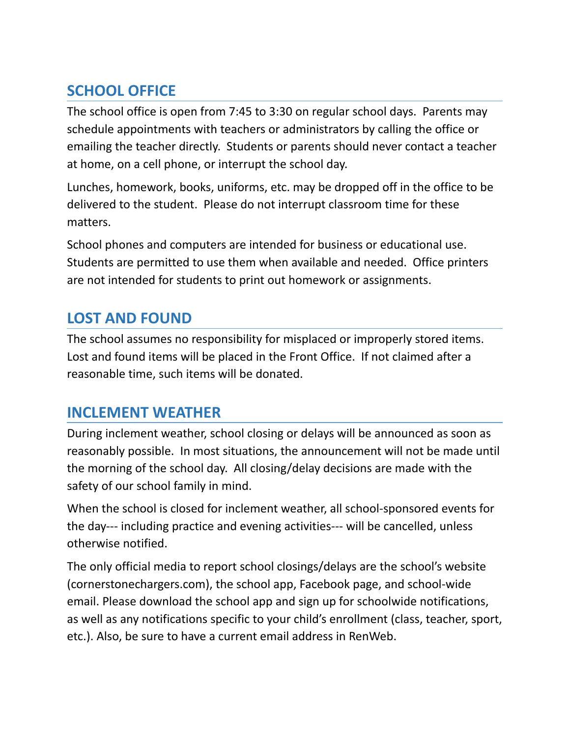## SCHOOL OFFICE

The school office is open from 7:45 to 3:30 on regular school days. Parents may schedule appointments with teachers or administrators by calling the office or emailing the teacher directly. Students or parents should never contact a teacher at home, on a cell phone, or interrupt the school day.

Lunches, homework, books, uniforms, etc. may be dropped off in the office to be delivered to the student. Please do not interrupt classroom time for these matters.

School phones and computers are intended for business or educational use. Students are permitted to use them when available and needed. Office printers are not intended for students to print out homework or assignments.

## LOST AND FOUND

The school assumes no responsibility for misplaced or improperly stored items. Lost and found items will be placed in the Front Office. If not claimed after a reasonable time, such items will be donated.

## INCLEMENT WEATHER

During inclement weather, school closing or delays will be announced as soon as reasonably possible. In most situations, the announcement will not be made until the morning of the school day. All closing/delay decisions are made with the safety of our school family in mind.

When the school is closed for inclement weather, all school-sponsored events for the day--- including practice and evening activities--- will be cancelled, unless otherwise notified.

The only official media to report school closings/delays are the school's website (cornerstonechargers.com), the school app, Facebook page, and school-wide email. Please download the school app and sign up for schoolwide notifications, as well as any notifications specific to your child's enrollment (class, teacher, sport, etc.). Also, be sure to have a current email address in RenWeb.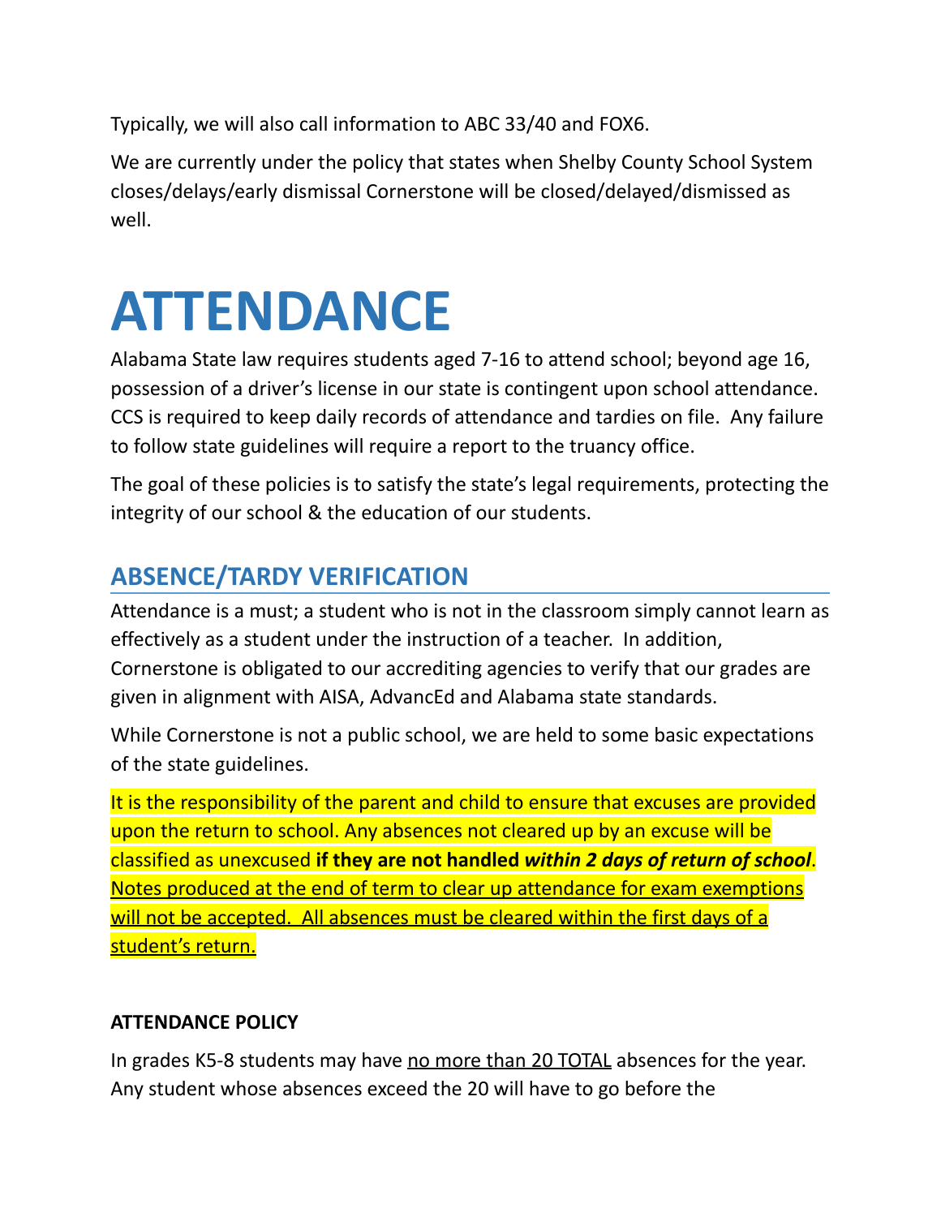Typically, we will also call information to ABC 33/40 and FOX6.

We are currently under the policy that states when Shelby County School System closes/delays/early dismissal Cornerstone will be closed/delayed/dismissed as well.

# ATTENDANCE

Alabama State law requires students aged 7-16 to attend school; beyond age 16, possession of a driver's license in our state is contingent upon school attendance. CCS is required to keep daily records of attendance and tardies on file. Any failure to follow state guidelines will require a report to the truancy office.

The goal of these policies is to satisfy the state's legal requirements, protecting the integrity of our school & the education of our students.

## ABSENCE/TARDY VERIFICATION

Attendance is a must; a student who is not in the classroom simply cannot learn as effectively as a student under the instruction of a teacher. In addition, Cornerstone is obligated to our accrediting agencies to verify that our grades are given in alignment with AISA, AdvancEd and Alabama state standards.

While Cornerstone is not a public school, we are held to some basic expectations of the state guidelines.

It is the responsibility of the parent and child to ensure that excuses are provided upon the return to school. Any absences not cleared up by an excuse will be classified as unexcused **if they are not handled *within 2 days of return of school***. Notes produced at the end of term to clear up attendance for exam exemptions will not be accepted. All absences must be cleared within the first days of a student's return.

### ATTENDANCE POLICY

In grades K5-8 students may have no more than 20 TOTAL absences for the year. Any student whose absences exceed the 20 will have to go before the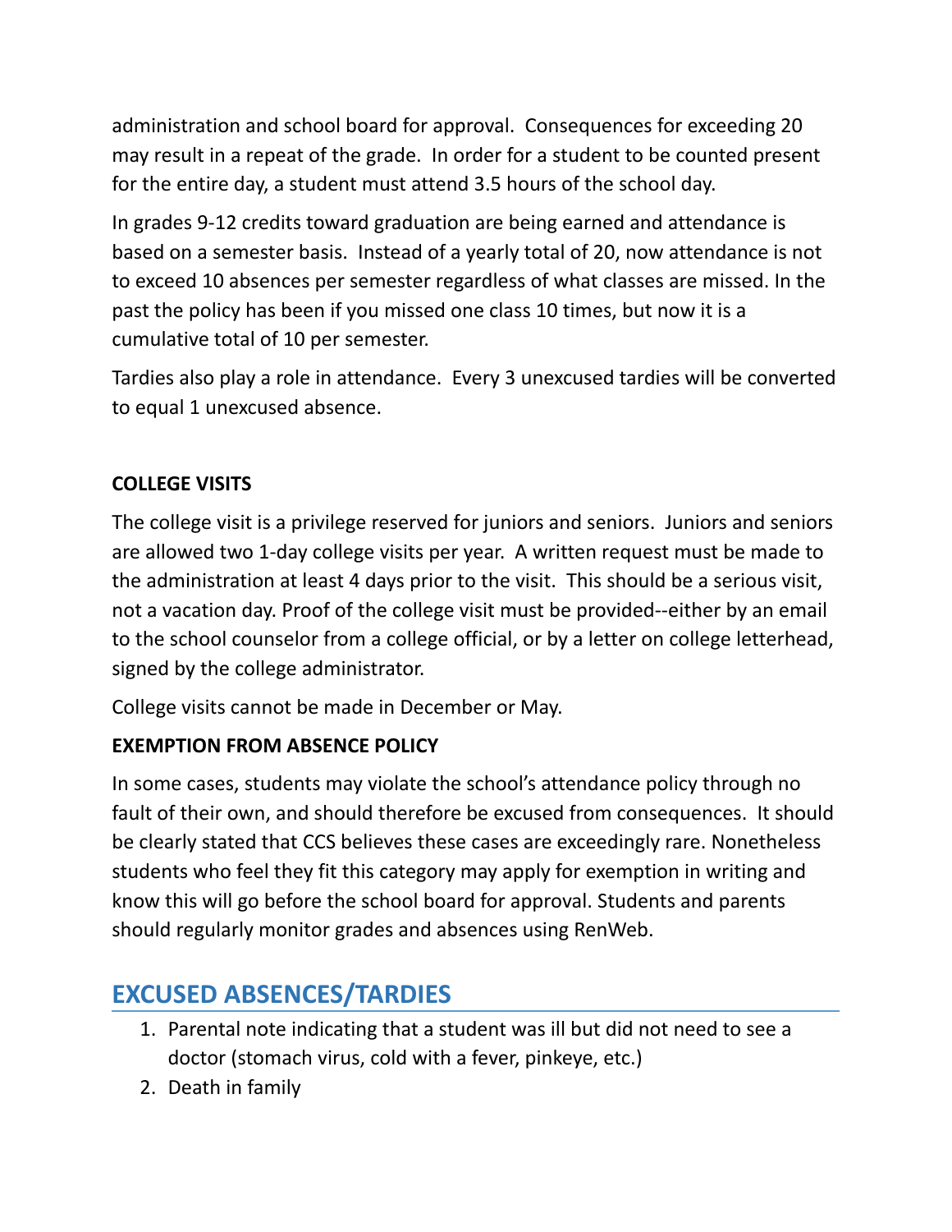administration and school board for approval. Consequences for exceeding 20 may result in a repeat of the grade. In order for a student to be counted present for the entire day, a student must attend 3.5 hours of the school day.

In grades 9-12 credits toward graduation are being earned and attendance is based on a semester basis. Instead of a yearly total of 20, now attendance is not to exceed 10 absences per semester regardless of what classes are missed. In the past the policy has been if you missed one class 10 times, but now it is a cumulative total of 10 per semester.

Tardies also play a role in attendance. Every 3 unexcused tardies will be converted to equal 1 unexcused absence.

**COLLEGE VISITS**

The college visit is a privilege reserved for juniors and seniors. Juniors and seniors are allowed two 1-day college visits per year. A written request must be made to the administration at least 4 days prior to the visit. This should be a serious visit, not a vacation day. Proof of the college visit must be provided--either by an email to the school counselor from a college official, or by a letter on college letterhead, signed by the college administrator.

College visits cannot be made in December or May.

**EXEMPTION FROM ABSENCE POLICY**

In some cases, students may violate the school's attendance policy through no fault of their own, and should therefore be excused from consequences. It should be clearly stated that CCS believes these cases are exceedingly rare. Nonetheless students who feel they fit this category may apply for exemption in writing and know this will go before the school board for approval. Students and parents should regularly monitor grades and absences using RenWeb.

## EXCUSED ABSENCES/TARDIES

1. Parental note indicating that a student was ill but did not need to see a doctor (stomach virus, cold with a fever, pinkeye, etc.)
2. Death in family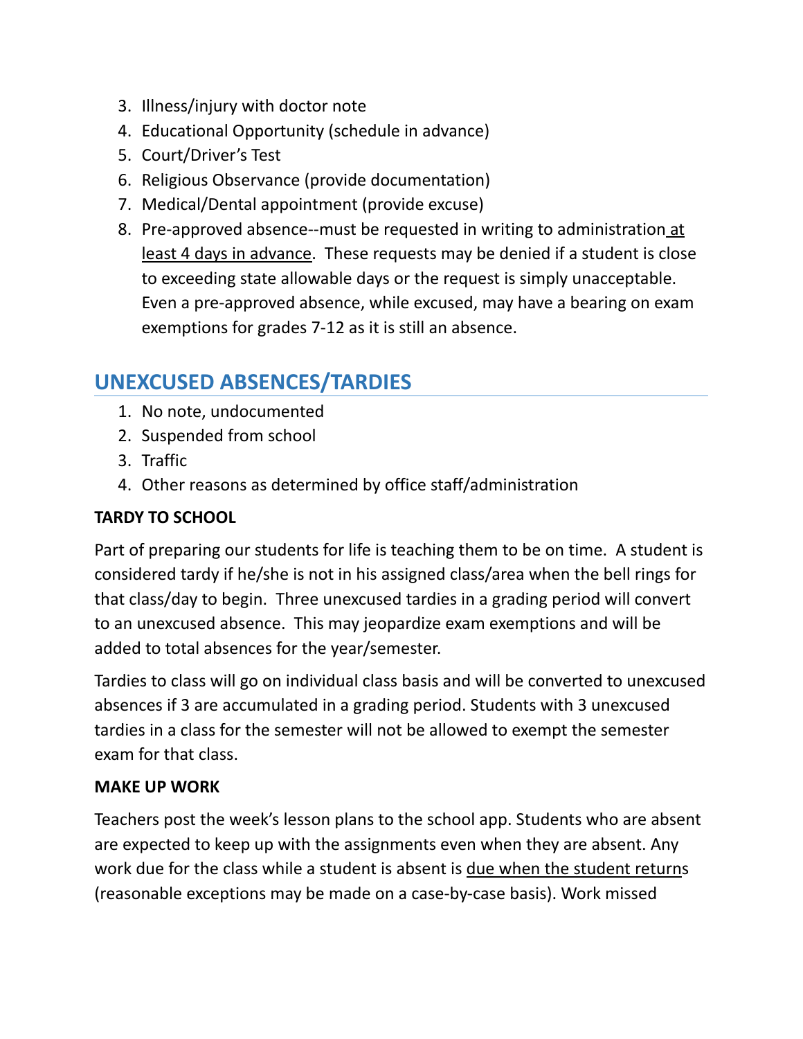3. Illness/injury with doctor note
4. Educational Opportunity (schedule in advance)
5. Court/Driver's Test
6. Religious Observance (provide documentation)
7. Medical/Dental appointment (provide excuse)
8. Pre-approved absence--must be requested in writing to administration at least 4 days in advance. These requests may be denied if a student is close to exceeding state allowable days or the request is simply unacceptable. Even a pre-approved absence, while excused, may have a bearing on exam exemptions for grades 7-12 as it is still an absence.

## UNEXCUSED ABSENCES/TARDIES

1. No note, undocumented
2. Suspended from school
3. Traffic
4. Other reasons as determined by office staff/administration

**TARDY TO SCHOOL**

Part of preparing our students for life is teaching them to be on time. A student is considered tardy if he/she is not in his assigned class/area when the bell rings for that class/day to begin. Three unexcused tardies in a grading period will convert to an unexcused absence. This may jeopardize exam exemptions and will be added to total absences for the year/semester.

Tardies to class will go on individual class basis and will be converted to unexcused absences if 3 are accumulated in a grading period. Students with 3 unexcused tardies in a class for the semester will not be allowed to exempt the semester exam for that class.

**MAKE UP WORK**

Teachers post the week's lesson plans to the school app. Students who are absent are expected to keep up with the assignments even when they are absent. Any work due for the class while a student is absent is due when the student returns (reasonable exceptions may be made on a case-by-case basis). Work missed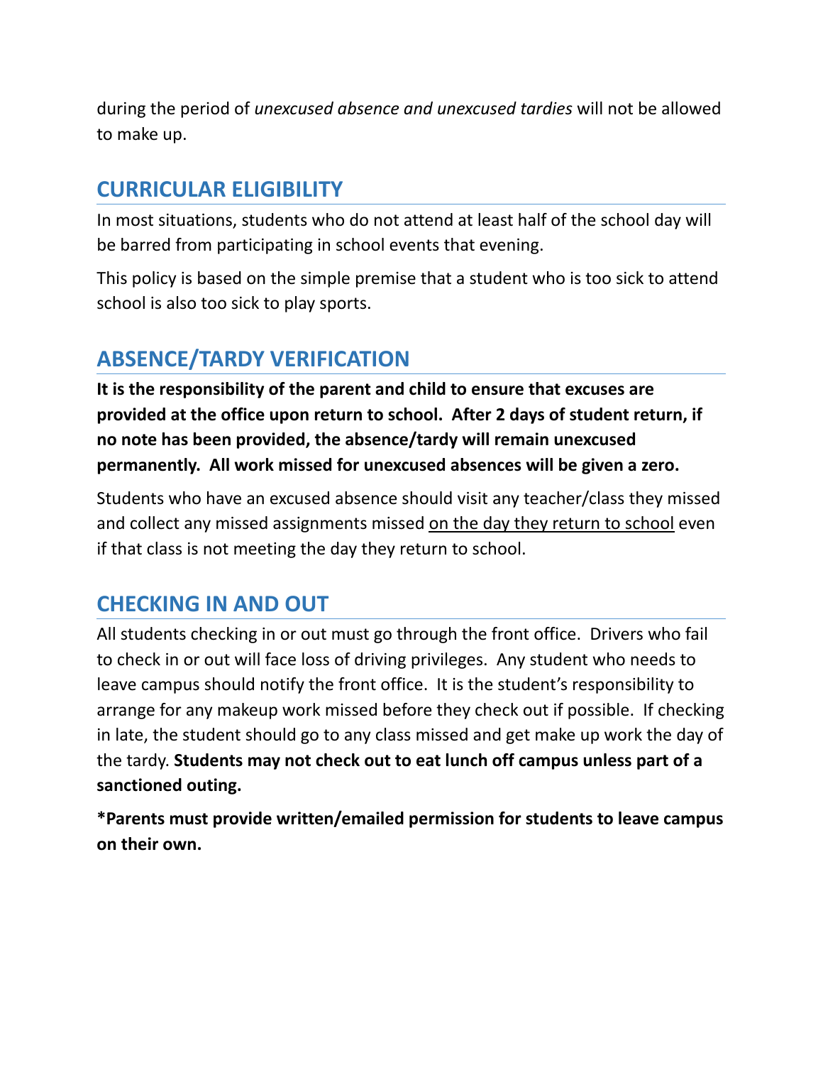during the period of *unexcused absence and unexcused tardies* will not be allowed to make up.

## CURRICULAR ELIGIBILITY

In most situations, students who do not attend at least half of the school day will be barred from participating in school events that evening.

This policy is based on the simple premise that a student who is too sick to attend school is also too sick to play sports.

## ABSENCE/TARDY VERIFICATION

**It is the responsibility of the parent and child to ensure that excuses are provided at the office upon return to school. After 2 days of student return, if no note has been provided, the absence/tardy will remain unexcused permanently. All work missed for unexcused absences will be given a zero.**

Students who have an excused absence should visit any teacher/class they missed and collect any missed assignments missed <u>on the day they return to school</u> even if that class is not meeting the day they return to school.

## CHECKING IN AND OUT

All students checking in or out must go through the front office. Drivers who fail to check in or out will face loss of driving privileges. Any student who needs to leave campus should notify the front office. It is the student's responsibility to arrange for any makeup work missed before they check out if possible. If checking in late, the student should go to any class missed and get make up work the day of the tardy. **Students may not check out to eat lunch off campus unless part of a sanctioned outing.**

**\*Parents must provide written/emailed permission for students to leave campus on their own.**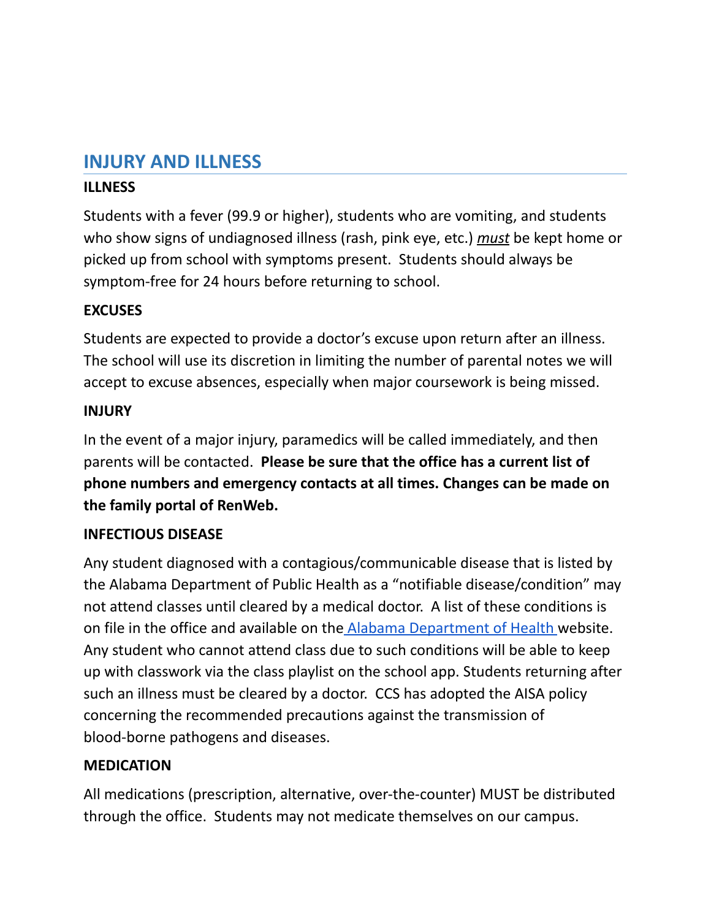## INJURY AND ILLNESS

### ILLNESS

Students with a fever (99.9 or higher), students who are vomiting, and students who show signs of undiagnosed illness (rash, pink eye, etc.) *must* be kept home or picked up from school with symptoms present. Students should always be symptom-free for 24 hours before returning to school.

### EXCUSES

Students are expected to provide a doctor's excuse upon return after an illness. The school will use its discretion in limiting the number of parental notes we will accept to excuse absences, especially when major coursework is being missed.

### INJURY

In the event of a major injury, paramedics will be called immediately, and then parents will be contacted. **Please be sure that the office has a current list of phone numbers and emergency contacts at all times. Changes can be made on the family portal of RenWeb.**

### INFECTIOUS DISEASE

Any student diagnosed with a contagious/communicable disease that is listed by the Alabama Department of Public Health as a "notifiable disease/condition" may not attend classes until cleared by a medical doctor. A list of these conditions is on file in the office and available on the Alabama Department of Health website. Any student who cannot attend class due to such conditions will be able to keep up with classwork via the class playlist on the school app. Students returning after such an illness must be cleared by a doctor. CCS has adopted the AISA policy concerning the recommended precautions against the transmission of blood-borne pathogens and diseases.

### MEDICATION

All medications (prescription, alternative, over-the-counter) MUST be distributed through the office. Students may not medicate themselves on our campus.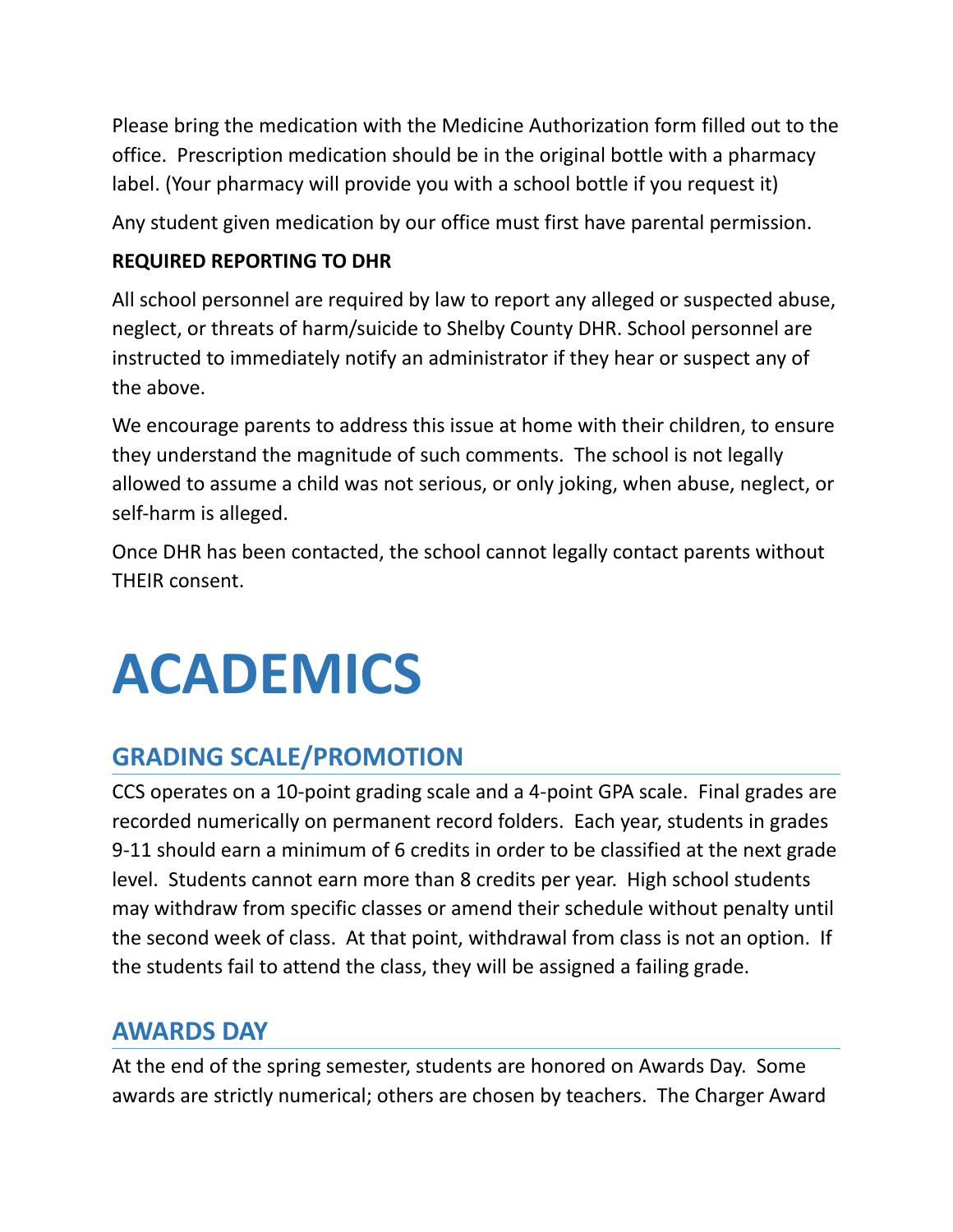Please bring the medication with the Medicine Authorization form filled out to the office. Prescription medication should be in the original bottle with a pharmacy label. (Your pharmacy will provide you with a school bottle if you request it)

Any student given medication by our office must first have parental permission.

**REQUIRED REPORTING TO DHR**

All school personnel are required by law to report any alleged or suspected abuse, neglect, or threats of harm/suicide to Shelby County DHR. School personnel are instructed to immediately notify an administrator if they hear or suspect any of the above.

We encourage parents to address this issue at home with their children, to ensure they understand the magnitude of such comments. The school is not legally allowed to assume a child was not serious, or only joking, when abuse, neglect, or self-harm is alleged.

Once DHR has been contacted, the school cannot legally contact parents without THEIR consent.

# ACADEMICS

## GRADING SCALE/PROMOTION

CCS operates on a 10-point grading scale and a 4-point GPA scale. Final grades are recorded numerically on permanent record folders. Each year, students in grades 9-11 should earn a minimum of 6 credits in order to be classified at the next grade level. Students cannot earn more than 8 credits per year. High school students may withdraw from specific classes or amend their schedule without penalty until the second week of class. At that point, withdrawal from class is not an option. If the students fail to attend the class, they will be assigned a failing grade.

## AWARDS DAY

At the end of the spring semester, students are honored on Awards Day. Some awards are strictly numerical; others are chosen by teachers. The Charger Award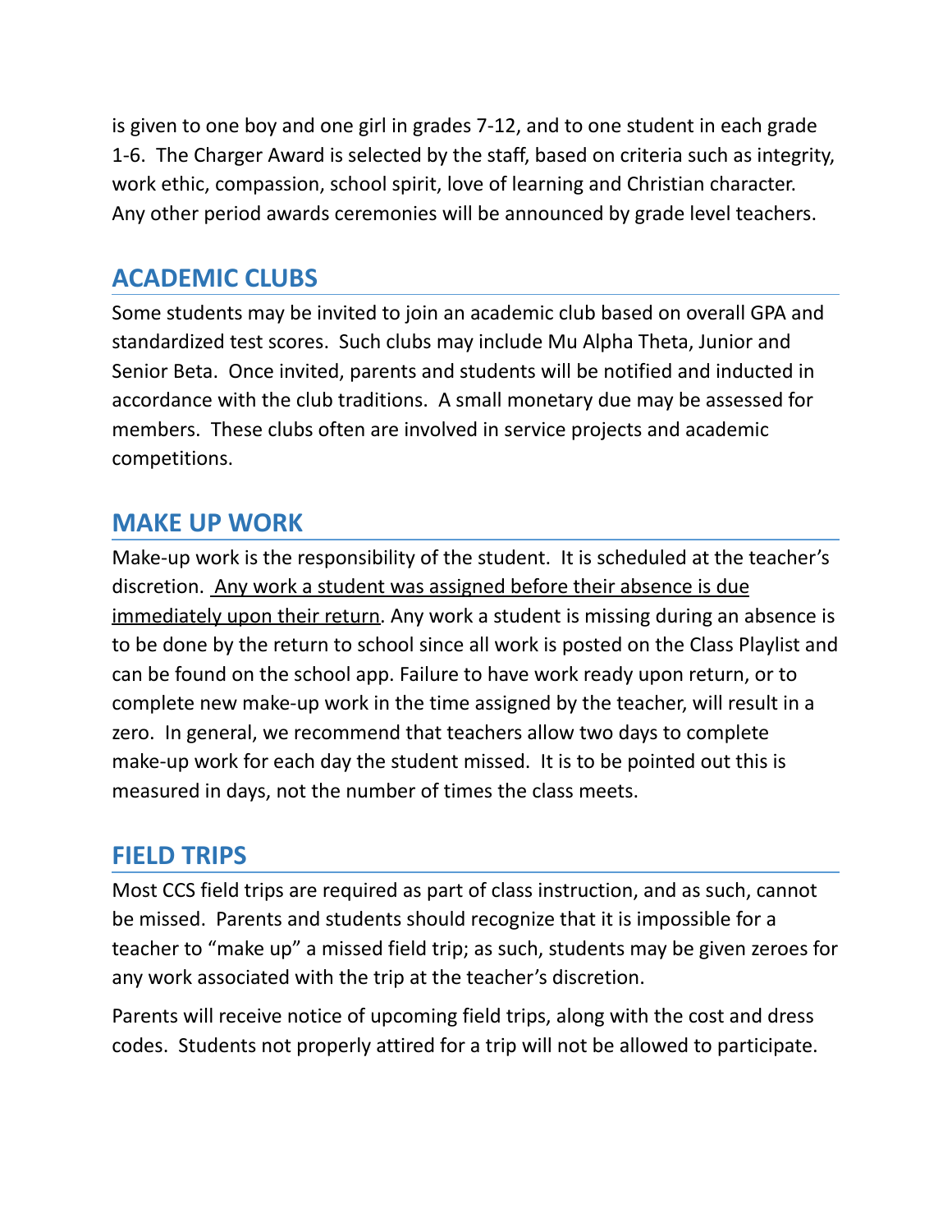is given to one boy and one girl in grades 7-12, and to one student in each grade 1-6. The Charger Award is selected by the staff, based on criteria such as integrity, work ethic, compassion, school spirit, love of learning and Christian character. Any other period awards ceremonies will be announced by grade level teachers.

## ACADEMIC CLUBS

Some students may be invited to join an academic club based on overall GPA and standardized test scores. Such clubs may include Mu Alpha Theta, Junior and Senior Beta. Once invited, parents and students will be notified and inducted in accordance with the club traditions. A small monetary due may be assessed for members. These clubs often are involved in service projects and academic competitions.

## MAKE UP WORK

Make-up work is the responsibility of the student. It is scheduled at the teacher's discretion. <u>Any work a student was assigned before their absence is due immediately upon their return</u>. Any work a student is missing during an absence is to be done by the return to school since all work is posted on the Class Playlist and can be found on the school app. Failure to have work ready upon return, or to complete new make-up work in the time assigned by the teacher, will result in a zero. In general, we recommend that teachers allow two days to complete make-up work for each day the student missed. It is to be pointed out this is measured in days, not the number of times the class meets.

## FIELD TRIPS

Most CCS field trips are required as part of class instruction, and as such, cannot be missed. Parents and students should recognize that it is impossible for a teacher to "make up" a missed field trip; as such, students may be given zeroes for any work associated with the trip at the teacher's discretion.

Parents will receive notice of upcoming field trips, along with the cost and dress codes. Students not properly attired for a trip will not be allowed to participate.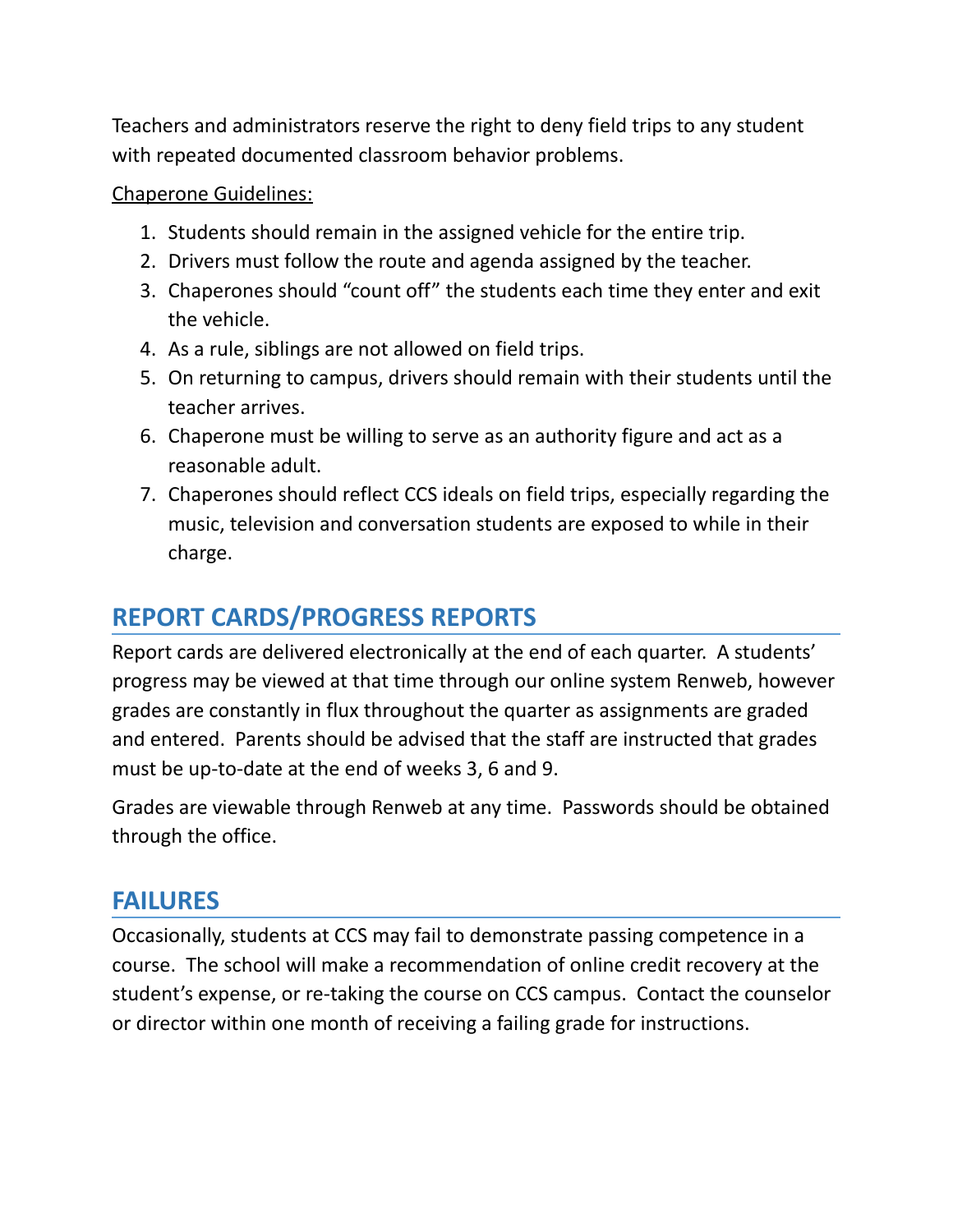Teachers and administrators reserve the right to deny field trips to any student with repeated documented classroom behavior problems.

Chaperone Guidelines:

1. Students should remain in the assigned vehicle for the entire trip.
2. Drivers must follow the route and agenda assigned by the teacher.
3. Chaperones should “count off” the students each time they enter and exit the vehicle.
4. As a rule, siblings are not allowed on field trips.
5. On returning to campus, drivers should remain with their students until the teacher arrives.
6. Chaperone must be willing to serve as an authority figure and act as a reasonable adult.
7. Chaperones should reflect CCS ideals on field trips, especially regarding the music, television and conversation students are exposed to while in their charge.

## REPORT CARDS/PROGRESS REPORTS

Report cards are delivered electronically at the end of each quarter. A students’ progress may be viewed at that time through our online system Renweb, however grades are constantly in flux throughout the quarter as assignments are graded and entered. Parents should be advised that the staff are instructed that grades must be up-to-date at the end of weeks 3, 6 and 9.

Grades are viewable through Renweb at any time. Passwords should be obtained through the office.

## FAILURES

Occasionally, students at CCS may fail to demonstrate passing competence in a course. The school will make a recommendation of online credit recovery at the student’s expense, or re-taking the course on CCS campus. Contact the counselor or director within one month of receiving a failing grade for instructions.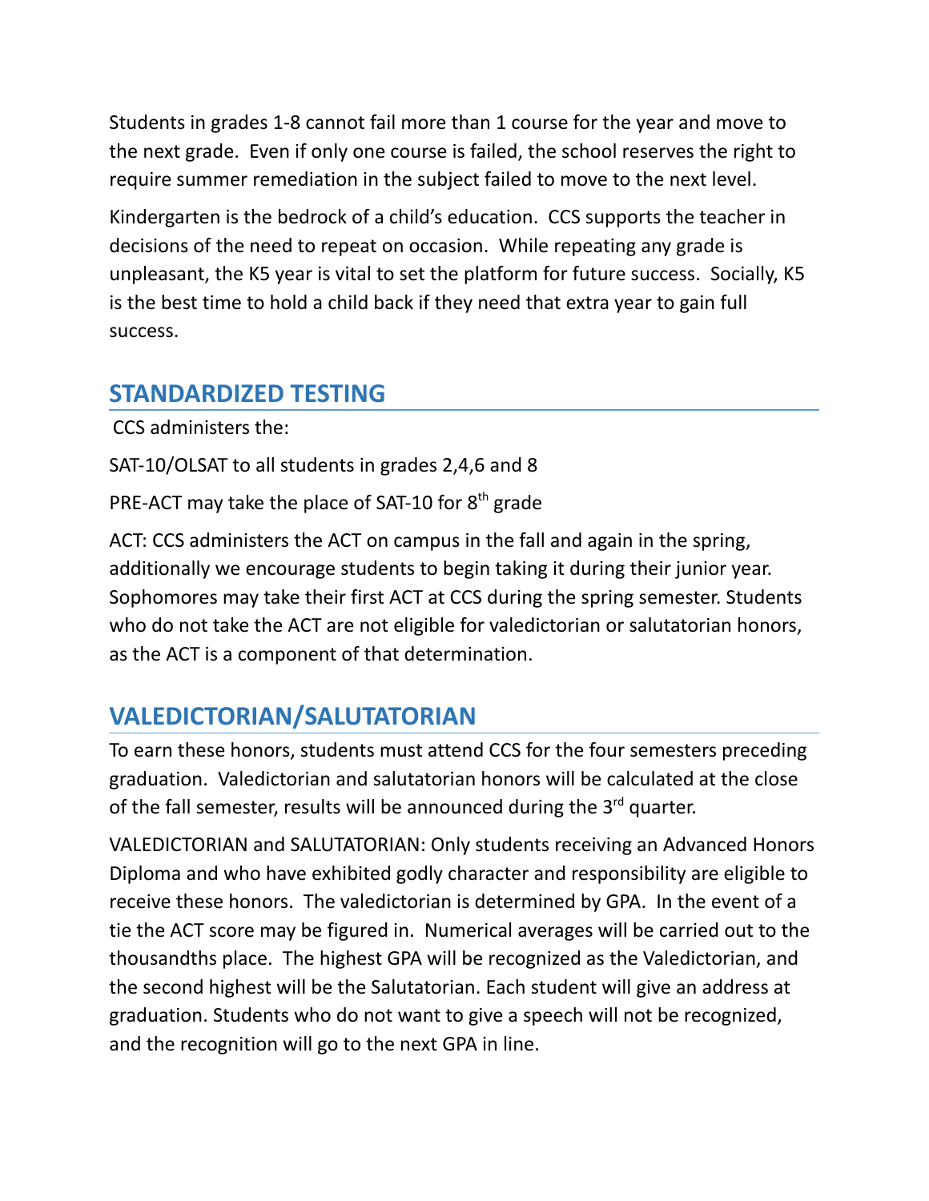Students in grades 1-8 cannot fail more than 1 course for the year and move to the next grade. Even if only one course is failed, the school reserves the right to require summer remediation in the subject failed to move to the next level.

Kindergarten is the bedrock of a child's education. CCS supports the teacher in decisions of the need to repeat on occasion. While repeating any grade is unpleasant, the K5 year is vital to set the platform for future success. Socially, K5 is the best time to hold a child back if they need that extra year to gain full success.

## STANDARDIZED TESTING

CCS administers the:

SAT-10/OLSAT to all students in grades 2,4,6 and 8

PRE-ACT may take the place of SAT-10 for 8th grade

ACT: CCS administers the ACT on campus in the fall and again in the spring, additionally we encourage students to begin taking it during their junior year. Sophomores may take their first ACT at CCS during the spring semester. Students who do not take the ACT are not eligible for valedictorian or salutatorian honors, as the ACT is a component of that determination.

## VALEDICTORIAN/SALUTATORIAN

To earn these honors, students must attend CCS for the four semesters preceding graduation. Valedictorian and salutatorian honors will be calculated at the close of the fall semester, results will be announced during the 3rd quarter.

VALEDICTORIAN and SALUTATORIAN: Only students receiving an Advanced Honors Diploma and who have exhibited godly character and responsibility are eligible to receive these honors. The valedictorian is determined by GPA. In the event of a tie the ACT score may be figured in. Numerical averages will be carried out to the thousandths place. The highest GPA will be recognized as the Valedictorian, and the second highest will be the Salutatorian. Each student will give an address at graduation. Students who do not want to give a speech will not be recognized, and the recognition will go to the next GPA in line.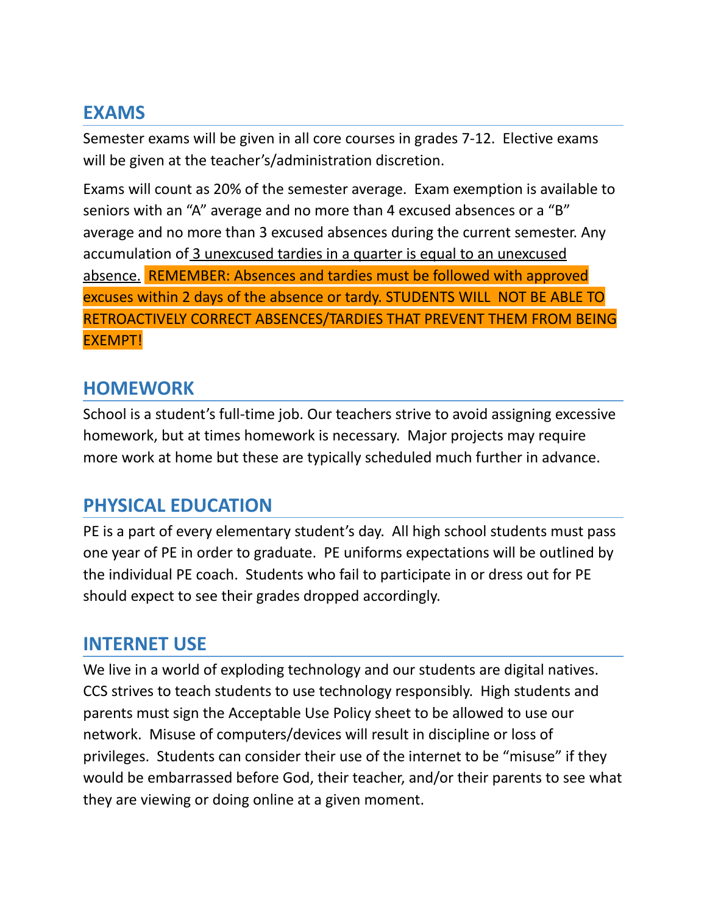## EXAMS

Semester exams will be given in all core courses in grades 7-12. Elective exams will be given at the teacher's/administration discretion.

Exams will count as 20% of the semester average. Exam exemption is available to seniors with an "A" average and no more than 4 excused absences or a "B" average and no more than 3 excused absences during the current semester. Any accumulation of 3 unexcused tardies in a quarter is equal to an unexcused absence. REMEMBER: Absences and tardies must be followed with approved excuses within 2 days of the absence or tardy. STUDENTS WILL NOT BE ABLE TO RETROACTIVELY CORRECT ABSENCES/TARDIES THAT PREVENT THEM FROM BEING EXEMPT!

## HOMEWORK

School is a student's full-time job. Our teachers strive to avoid assigning excessive homework, but at times homework is necessary. Major projects may require more work at home but these are typically scheduled much further in advance.

## PHYSICAL EDUCATION

PE is a part of every elementary student's day. All high school students must pass one year of PE in order to graduate. PE uniforms expectations will be outlined by the individual PE coach. Students who fail to participate in or dress out for PE should expect to see their grades dropped accordingly.

## INTERNET USE

We live in a world of exploding technology and our students are digital natives. CCS strives to teach students to use technology responsibly. High students and parents must sign the Acceptable Use Policy sheet to be allowed to use our network. Misuse of computers/devices will result in discipline or loss of privileges. Students can consider their use of the internet to be "misuse" if they would be embarrassed before God, their teacher, and/or their parents to see what they are viewing or doing online at a given moment.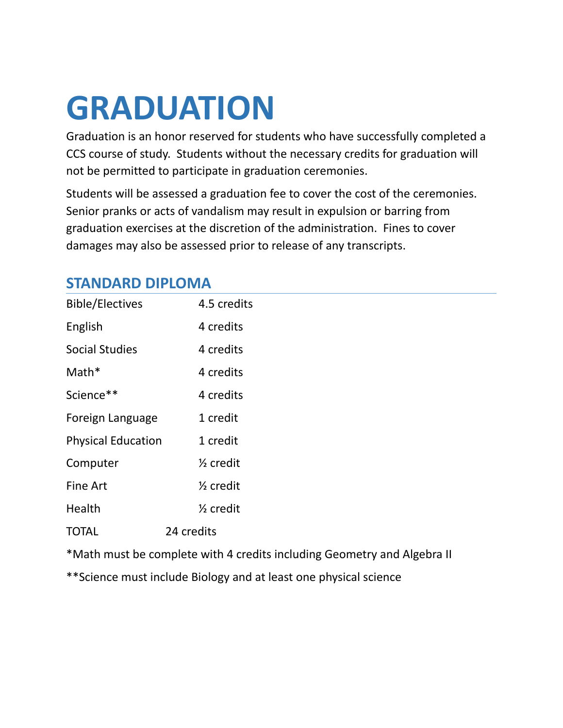# GRADUATION

Graduation is an honor reserved for students who have successfully completed a CCS course of study. Students without the necessary credits for graduation will not be permitted to participate in graduation ceremonies.

Students will be assessed a graduation fee to cover the cost of the ceremonies. Senior pranks or acts of vandalism may result in expulsion or barring from graduation exercises at the discretion of the administration. Fines to cover damages may also be assessed prior to release of any transcripts.

## STANDARD DIPLOMA

| Subject | Credits |
|---|---|
| Bible/Electives | 4.5 credits |
| English | 4 credits |
| Social Studies | 4 credits |
| Math* | 4 credits |
| Science** | 4 credits |
| Foreign Language | 1 credit |
| Physical Education | 1 credit |
| Computer | ½ credit |
| Fine Art | ½ credit |
| Health | ½ credit |
| TOTAL | 24 credits |

*Math must be complete with 4 credits including Geometry and Algebra II

**Science must include Biology and at least one physical science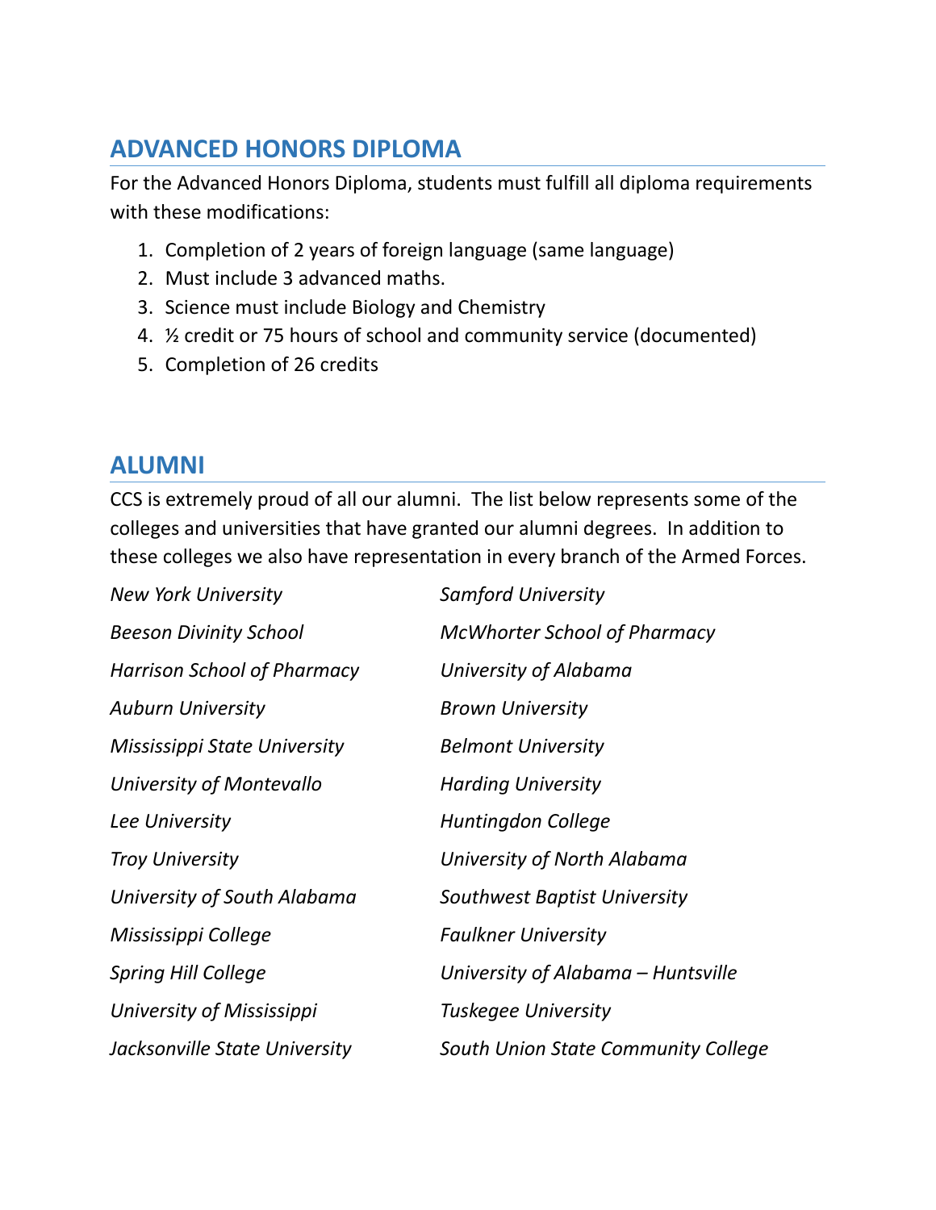## ADVANCED HONORS DIPLOMA

For the Advanced Honors Diploma, students must fulfill all diploma requirements with these modifications:

1. Completion of 2 years of foreign language (same language)
2. Must include 3 advanced maths.
3. Science must include Biology and Chemistry
4. ½ credit or 75 hours of school and community service (documented)
5. Completion of 26 credits

## ALUMNI

CCS is extremely proud of all our alumni. The list below represents some of the colleges and universities that have granted our alumni degrees. In addition to these colleges we also have representation in every branch of the Armed Forces.

*New York University*
*Beeson Divinity School*
*Harrison School of Pharmacy*
*Auburn University*
*Mississippi State University*
*University of Montevallo*
*Lee University*
*Troy University*
*University of South Alabama*
*Mississippi College*
*Spring Hill College*
*University of Mississippi*
*Jacksonville State University*
*Samford University*
*McWhorter School of Pharmacy*
*University of Alabama*
*Brown University*
*Belmont University*
*Harding University*
*Huntingdon College*
*University of North Alabama*
*Southwest Baptist University*
*Faulkner University*
*University of Alabama – Huntsville*
*Tuskegee University*
*South Union State Community College*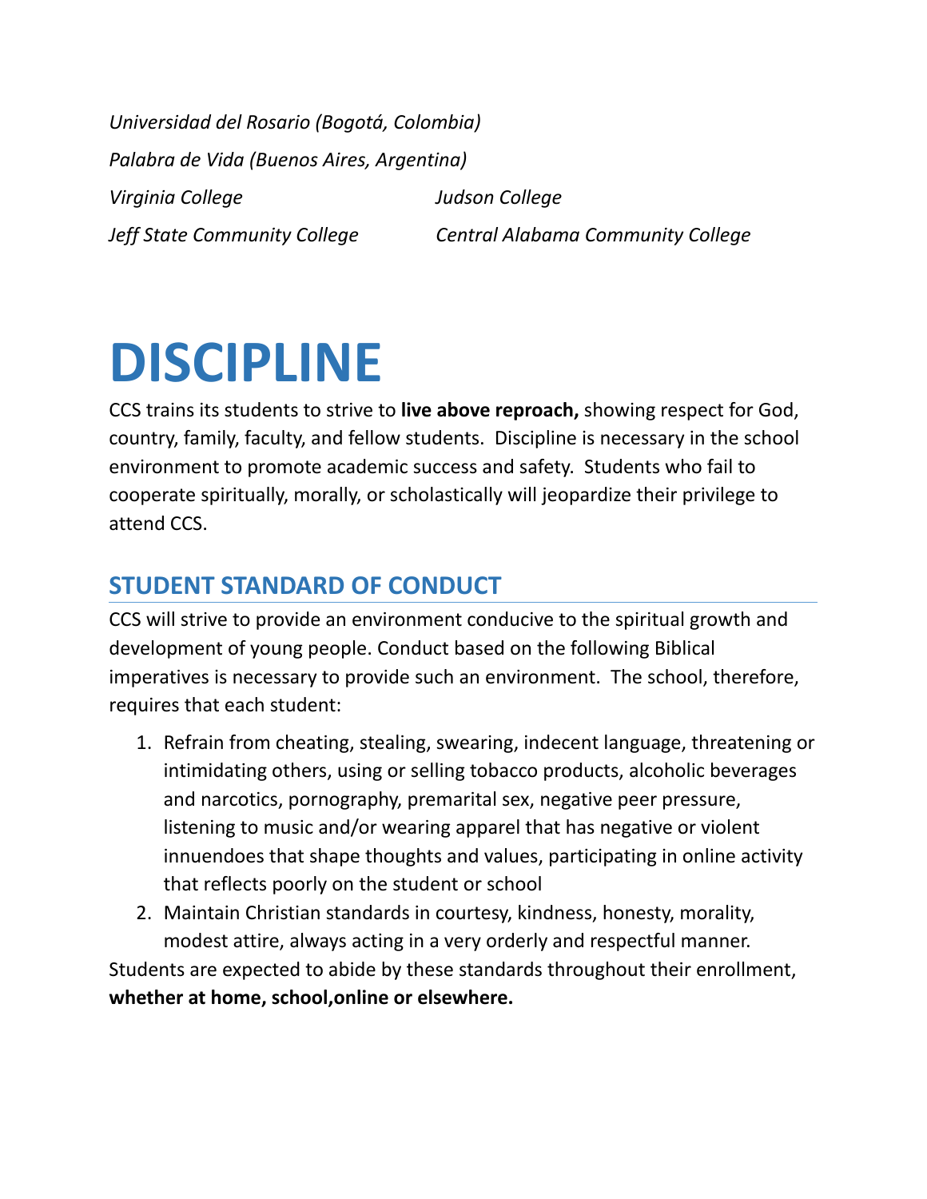*Universidad del Rosario (Bogotá, Colombia)*

*Palabra de Vida (Buenos Aires, Argentina)*

*Virginia College*

*Judson College*

*Jeff State Community College*

*Central Alabama Community College*

# DISCIPLINE

CCS trains its students to strive to **live above reproach,** showing respect for God, country, family, faculty, and fellow students. Discipline is necessary in the school environment to promote academic success and safety. Students who fail to cooperate spiritually, morally, or scholastically will jeopardize their privilege to attend CCS.

## STUDENT STANDARD OF CONDUCT

CCS will strive to provide an environment conducive to the spiritual growth and development of young people. Conduct based on the following Biblical imperatives is necessary to provide such an environment. The school, therefore, requires that each student:

1. Refrain from cheating, stealing, swearing, indecent language, threatening or intimidating others, using or selling tobacco products, alcoholic beverages and narcotics, pornography, premarital sex, negative peer pressure, listening to music and/or wearing apparel that has negative or violent innuendoes that shape thoughts and values, participating in online activity that reflects poorly on the student or school
2. Maintain Christian standards in courtesy, kindness, honesty, morality, modest attire, always acting in a very orderly and respectful manner.

Students are expected to abide by these standards throughout their enrollment, **whether at home, school,online or elsewhere.**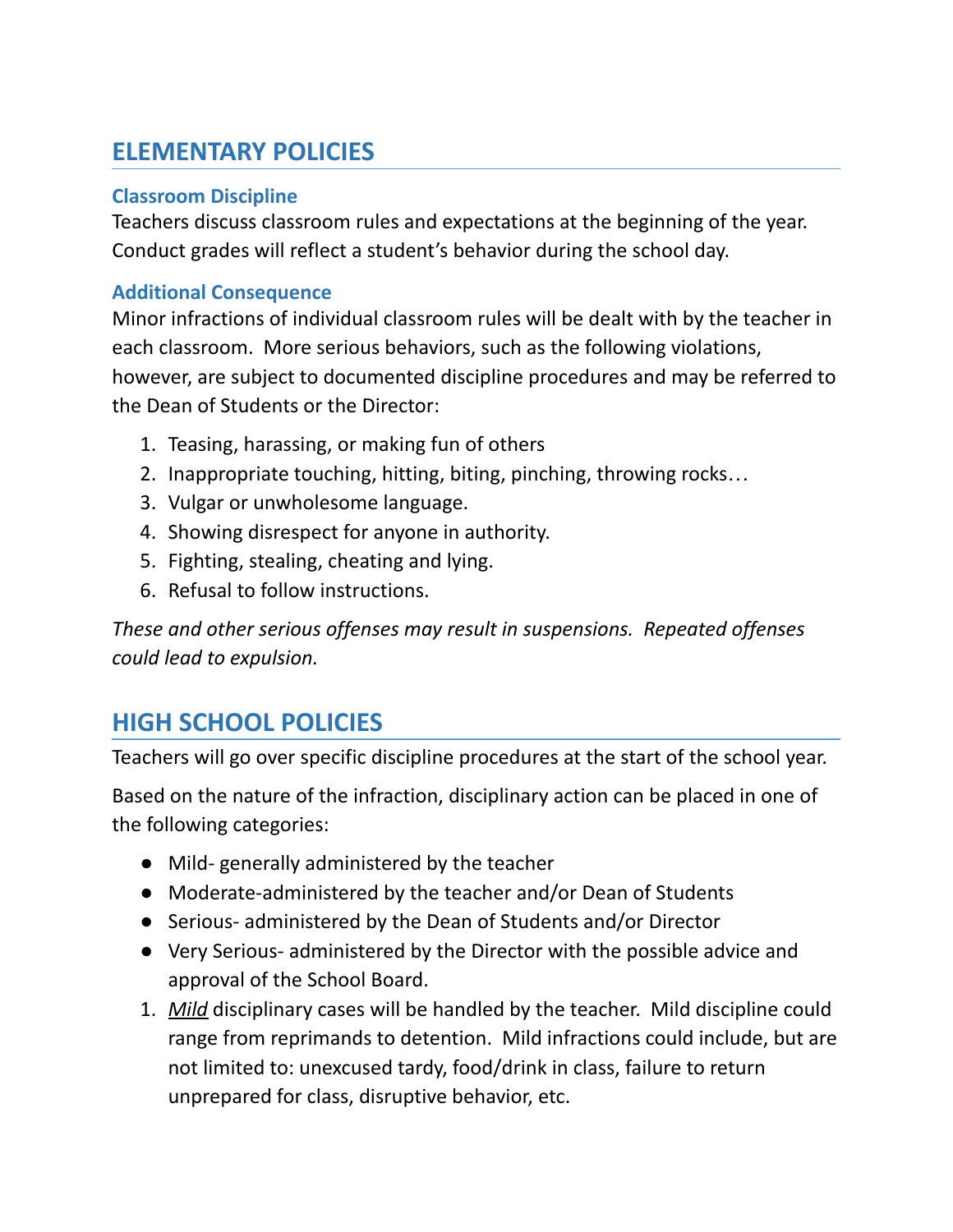## ELEMENTARY POLICIES

### Classroom Discipline

Teachers discuss classroom rules and expectations at the beginning of the year. Conduct grades will reflect a student's behavior during the school day.

### Additional Consequence

Minor infractions of individual classroom rules will be dealt with by the teacher in each classroom. More serious behaviors, such as the following violations, however, are subject to documented discipline procedures and may be referred to the Dean of Students or the Director:

1. Teasing, harassing, or making fun of others
2. Inappropriate touching, hitting, biting, pinching, throwing rocks…
3. Vulgar or unwholesome language.
4. Showing disrespect for anyone in authority.
5. Fighting, stealing, cheating and lying.
6. Refusal to follow instructions.

*These and other serious offenses may result in suspensions. Repeated offenses could lead to expulsion.*

## HIGH SCHOOL POLICIES

Teachers will go over specific discipline procedures at the start of the school year.

Based on the nature of the infraction, disciplinary action can be placed in one of the following categories:

- Mild- generally administered by the teacher
- Moderate-administered by the teacher and/or Dean of Students
- Serious- administered by the Dean of Students and/or Director
- Very Serious- administered by the Director with the possible advice and approval of the School Board.

1. ***Mild*** disciplinary cases will be handled by the teacher. Mild discipline could range from reprimands to detention. Mild infractions could include, but are not limited to: unexcused tardy, food/drink in class, failure to return unprepared for class, disruptive behavior, etc.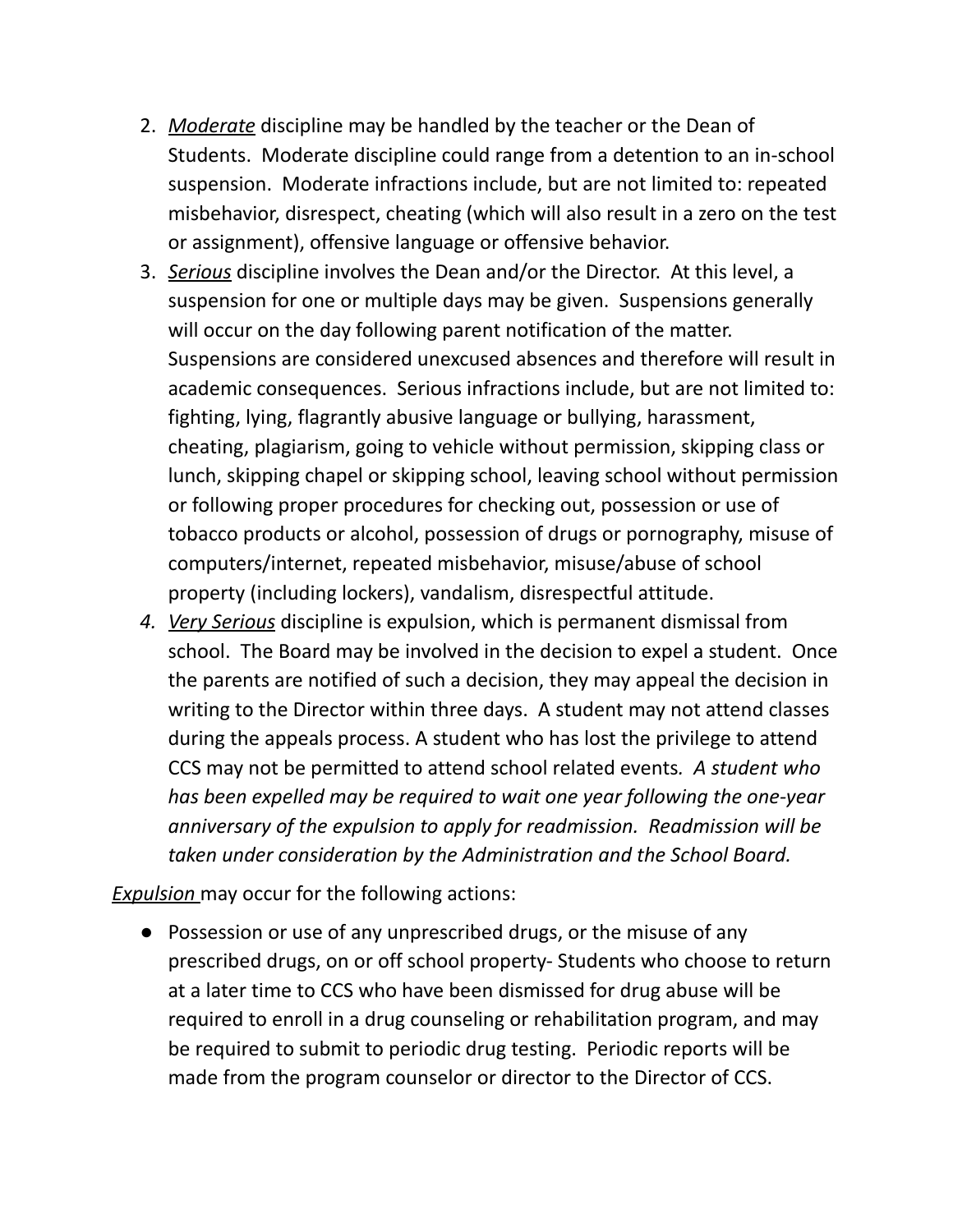2. *Moderate* discipline may be handled by the teacher or the Dean of Students. Moderate discipline could range from a detention to an in-school suspension. Moderate infractions include, but are not limited to: repeated misbehavior, disrespect, cheating (which will also result in a zero on the test or assignment), offensive language or offensive behavior.
3. *Serious* discipline involves the Dean and/or the Director. At this level, a suspension for one or multiple days may be given. Suspensions generally will occur on the day following parent notification of the matter. Suspensions are considered unexcused absences and therefore will result in academic consequences. Serious infractions include, but are not limited to: fighting, lying, flagrantly abusive language or bullying, harassment, cheating, plagiarism, going to vehicle without permission, skipping class or lunch, skipping chapel or skipping school, leaving school without permission or following proper procedures for checking out, possession or use of tobacco products or alcohol, possession of drugs or pornography, misuse of computers/internet, repeated misbehavior, misuse/abuse of school property (including lockers), vandalism, disrespectful attitude.
4. *Very Serious* discipline is expulsion, which is permanent dismissal from school. The Board may be involved in the decision to expel a student. Once the parents are notified of such a decision, they may appeal the decision in writing to the Director within three days. A student may not attend classes during the appeals process. A student who has lost the privilege to attend CCS may not be permitted to attend school related events. *A student who has been expelled may be required to wait one year following the one-year anniversary of the expulsion to apply for readmission. Readmission will be taken under consideration by the Administration and the School Board.*

*Expulsion* may occur for the following actions:

- Possession or use of any unprescribed drugs, or the misuse of any prescribed drugs, on or off school property- Students who choose to return at a later time to CCS who have been dismissed for drug abuse will be required to enroll in a drug counseling or rehabilitation program, and may be required to submit to periodic drug testing. Periodic reports will be made from the program counselor or director to the Director of CCS.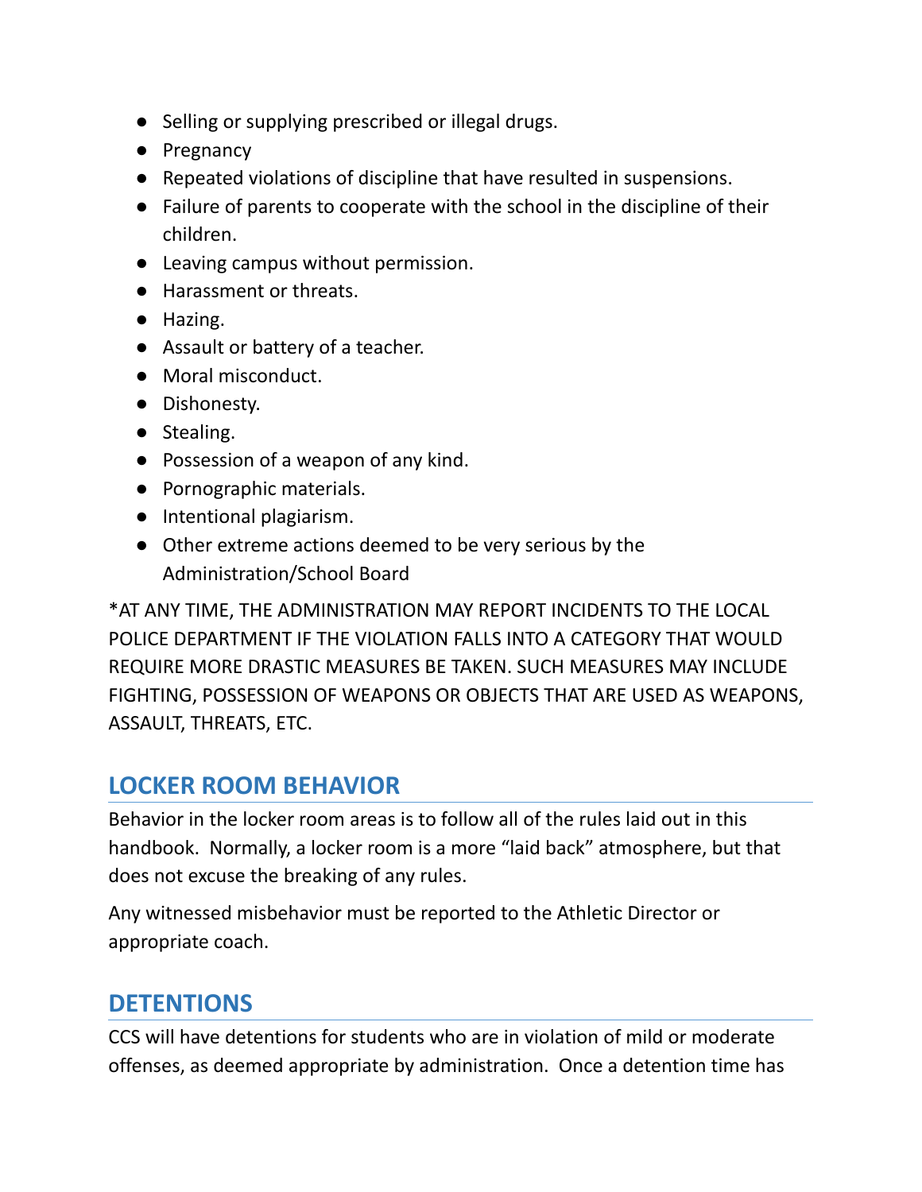- Selling or supplying prescribed or illegal drugs.
- Pregnancy
- Repeated violations of discipline that have resulted in suspensions.
- Failure of parents to cooperate with the school in the discipline of their children.
- Leaving campus without permission.
- Harassment or threats.
- Hazing.
- Assault or battery of a teacher.
- Moral misconduct.
- Dishonesty.
- Stealing.
- Possession of a weapon of any kind.
- Pornographic materials.
- Intentional plagiarism.
- Other extreme actions deemed to be very serious by the Administration/School Board

*AT ANY TIME, THE ADMINISTRATION MAY REPORT INCIDENTS TO THE LOCAL POLICE DEPARTMENT IF THE VIOLATION FALLS INTO A CATEGORY THAT WOULD REQUIRE MORE DRASTIC MEASURES BE TAKEN. SUCH MEASURES MAY INCLUDE FIGHTING, POSSESSION OF WEAPONS OR OBJECTS THAT ARE USED AS WEAPONS, ASSAULT, THREATS, ETC.

## LOCKER ROOM BEHAVIOR

Behavior in the locker room areas is to follow all of the rules laid out in this handbook. Normally, a locker room is a more "laid back" atmosphere, but that does not excuse the breaking of any rules.

Any witnessed misbehavior must be reported to the Athletic Director or appropriate coach.

## DETENTIONS

CCS will have detentions for students who are in violation of mild or moderate offenses, as deemed appropriate by administration. Once a detention time has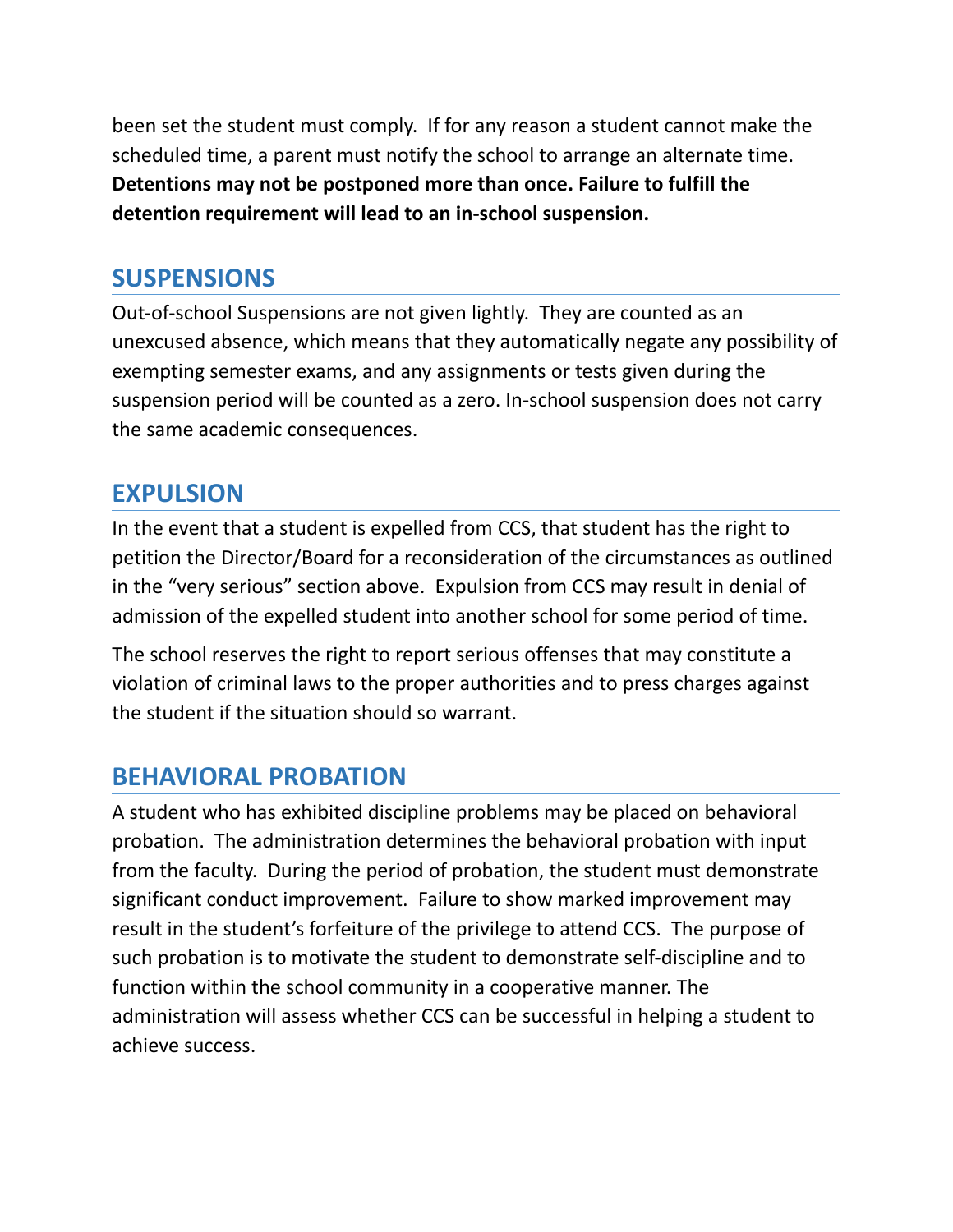been set the student must comply. If for any reason a student cannot make the scheduled time, a parent must notify the school to arrange an alternate time. **Detentions may not be postponed more than once. Failure to fulfill the detention requirement will lead to an in-school suspension.**

## SUSPENSIONS

Out-of-school Suspensions are not given lightly. They are counted as an unexcused absence, which means that they automatically negate any possibility of exempting semester exams, and any assignments or tests given during the suspension period will be counted as a zero. In-school suspension does not carry the same academic consequences.

## EXPULSION

In the event that a student is expelled from CCS, that student has the right to petition the Director/Board for a reconsideration of the circumstances as outlined in the "very serious" section above. Expulsion from CCS may result in denial of admission of the expelled student into another school for some period of time.

The school reserves the right to report serious offenses that may constitute a violation of criminal laws to the proper authorities and to press charges against the student if the situation should so warrant.

## BEHAVIORAL PROBATION

A student who has exhibited discipline problems may be placed on behavioral probation. The administration determines the behavioral probation with input from the faculty. During the period of probation, the student must demonstrate significant conduct improvement. Failure to show marked improvement may result in the student's forfeiture of the privilege to attend CCS. The purpose of such probation is to motivate the student to demonstrate self-discipline and to function within the school community in a cooperative manner. The administration will assess whether CCS can be successful in helping a student to achieve success.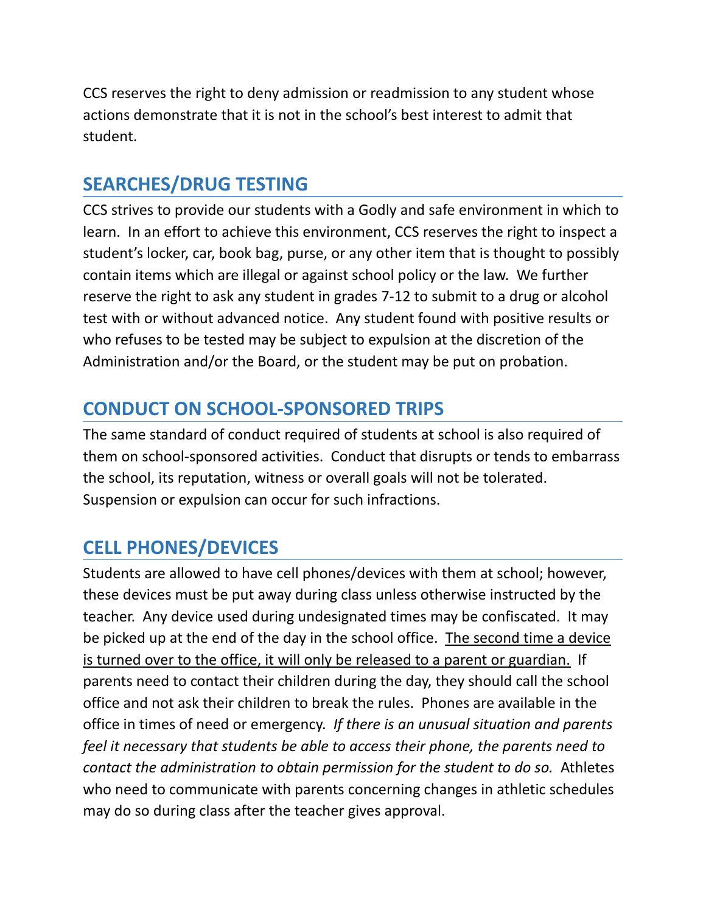CCS reserves the right to deny admission or readmission to any student whose actions demonstrate that it is not in the school's best interest to admit that student.

## SEARCHES/DRUG TESTING

CCS strives to provide our students with a Godly and safe environment in which to learn. In an effort to achieve this environment, CCS reserves the right to inspect a student's locker, car, book bag, purse, or any other item that is thought to possibly contain items which are illegal or against school policy or the law. We further reserve the right to ask any student in grades 7-12 to submit to a drug or alcohol test with or without advanced notice. Any student found with positive results or who refuses to be tested may be subject to expulsion at the discretion of the Administration and/or the Board, or the student may be put on probation.

## CONDUCT ON SCHOOL-SPONSORED TRIPS

The same standard of conduct required of students at school is also required of them on school-sponsored activities. Conduct that disrupts or tends to embarrass the school, its reputation, witness or overall goals will not be tolerated. Suspension or expulsion can occur for such infractions.

## CELL PHONES/DEVICES

Students are allowed to have cell phones/devices with them at school; however, these devices must be put away during class unless otherwise instructed by the teacher. Any device used during undesignated times may be confiscated. It may be picked up at the end of the day in the school office. <u>The second time a device is turned over to the office, it will only be released to a parent or guardian.</u> If parents need to contact their children during the day, they should call the school office and not ask their children to break the rules. Phones are available in the office in times of need or emergency. *If there is an unusual situation and parents feel it necessary that students be able to access their phone, the parents need to contact the administration to obtain permission for the student to do so.* Athletes who need to communicate with parents concerning changes in athletic schedules may do so during class after the teacher gives approval.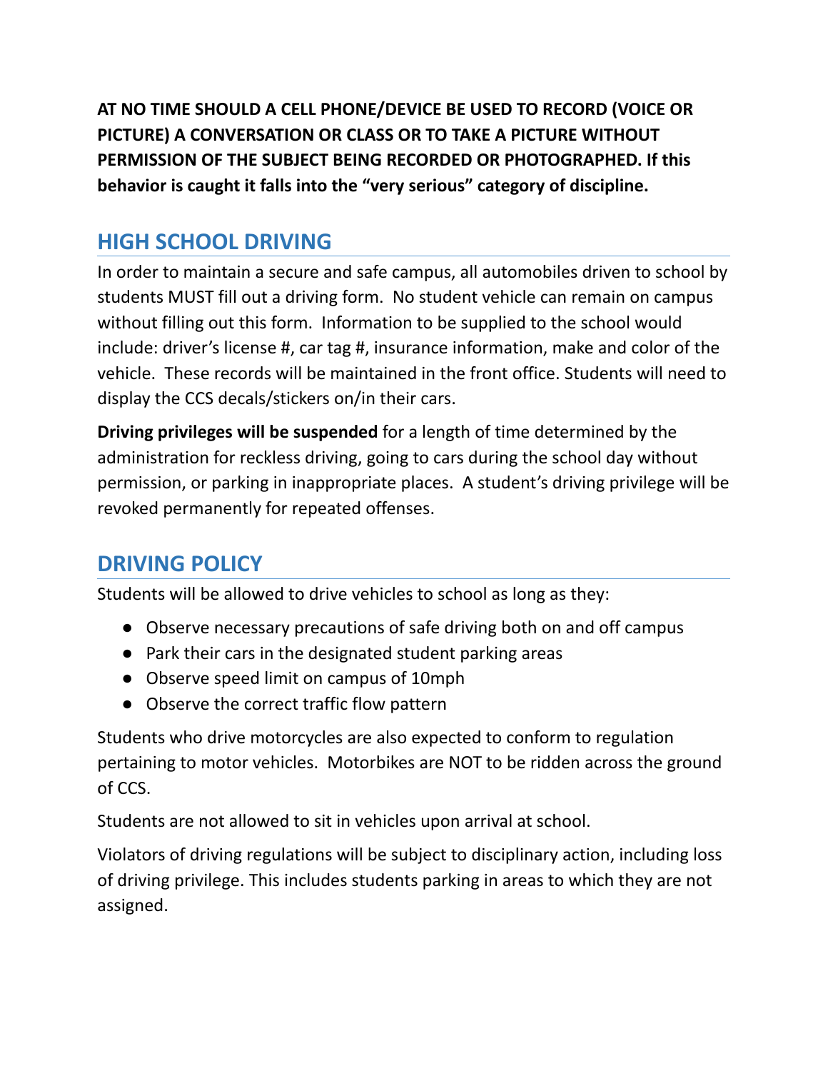**AT NO TIME SHOULD A CELL PHONE/DEVICE BE USED TO RECORD (VOICE OR PICTURE) A CONVERSATION OR CLASS OR TO TAKE A PICTURE WITHOUT PERMISSION OF THE SUBJECT BEING RECORDED OR PHOTOGRAPHED. If this behavior is caught it falls into the "very serious" category of discipline.**

## HIGH SCHOOL DRIVING

In order to maintain a secure and safe campus, all automobiles driven to school by students MUST fill out a driving form. No student vehicle can remain on campus without filling out this form. Information to be supplied to the school would include: driver's license #, car tag #, insurance information, make and color of the vehicle. These records will be maintained in the front office. Students will need to display the CCS decals/stickers on/in their cars.

**Driving privileges will be suspended** for a length of time determined by the administration for reckless driving, going to cars during the school day without permission, or parking in inappropriate places. A student's driving privilege will be revoked permanently for repeated offenses.

## DRIVING POLICY

Students will be allowed to drive vehicles to school as long as they:

- Observe necessary precautions of safe driving both on and off campus
- Park their cars in the designated student parking areas
- Observe speed limit on campus of 10mph
- Observe the correct traffic flow pattern

Students who drive motorcycles are also expected to conform to regulation pertaining to motor vehicles. Motorbikes are NOT to be ridden across the ground of CCS.

Students are not allowed to sit in vehicles upon arrival at school.

Violators of driving regulations will be subject to disciplinary action, including loss of driving privilege. This includes students parking in areas to which they are not assigned.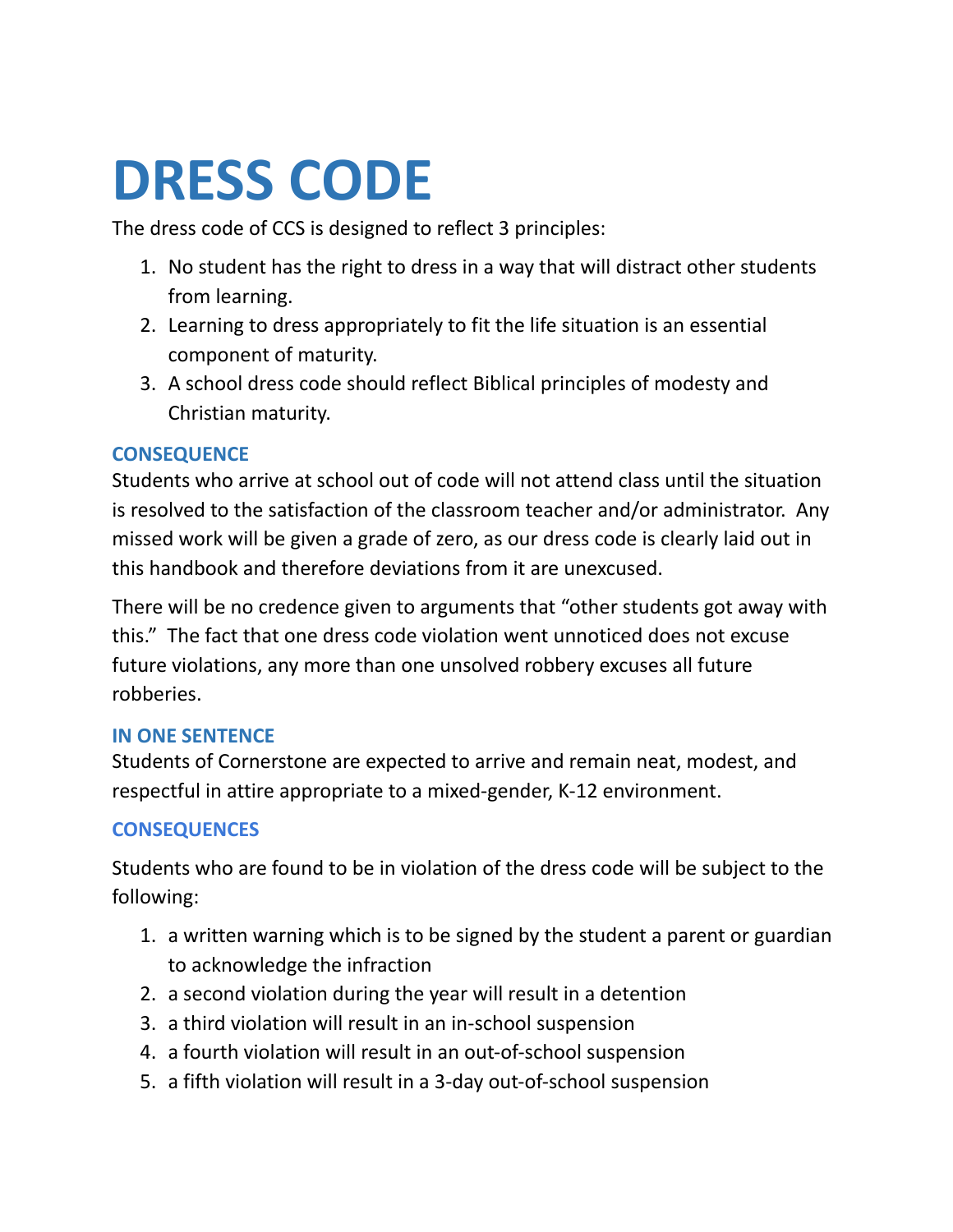# DRESS CODE

The dress code of CCS is designed to reflect 3 principles:

1. No student has the right to dress in a way that will distract other students from learning.
2. Learning to dress appropriately to fit the life situation is an essential component of maturity.
3. A school dress code should reflect Biblical principles of modesty and Christian maturity.

### CONSEQUENCE

Students who arrive at school out of code will not attend class until the situation is resolved to the satisfaction of the classroom teacher and/or administrator. Any missed work will be given a grade of zero, as our dress code is clearly laid out in this handbook and therefore deviations from it are unexcused.

There will be no credence given to arguments that "other students got away with this." The fact that one dress code violation went unnoticed does not excuse future violations, any more than one unsolved robbery excuses all future robberies.

### IN ONE SENTENCE

Students of Cornerstone are expected to arrive and remain neat, modest, and respectful in attire appropriate to a mixed-gender, K-12 environment.

### CONSEQUENCES

Students who are found to be in violation of the dress code will be subject to the following:

1. a written warning which is to be signed by the student a parent or guardian to acknowledge the infraction
2. a second violation during the year will result in a detention
3. a third violation will result in an in-school suspension
4. a fourth violation will result in an out-of-school suspension
5. a fifth violation will result in a 3-day out-of-school suspension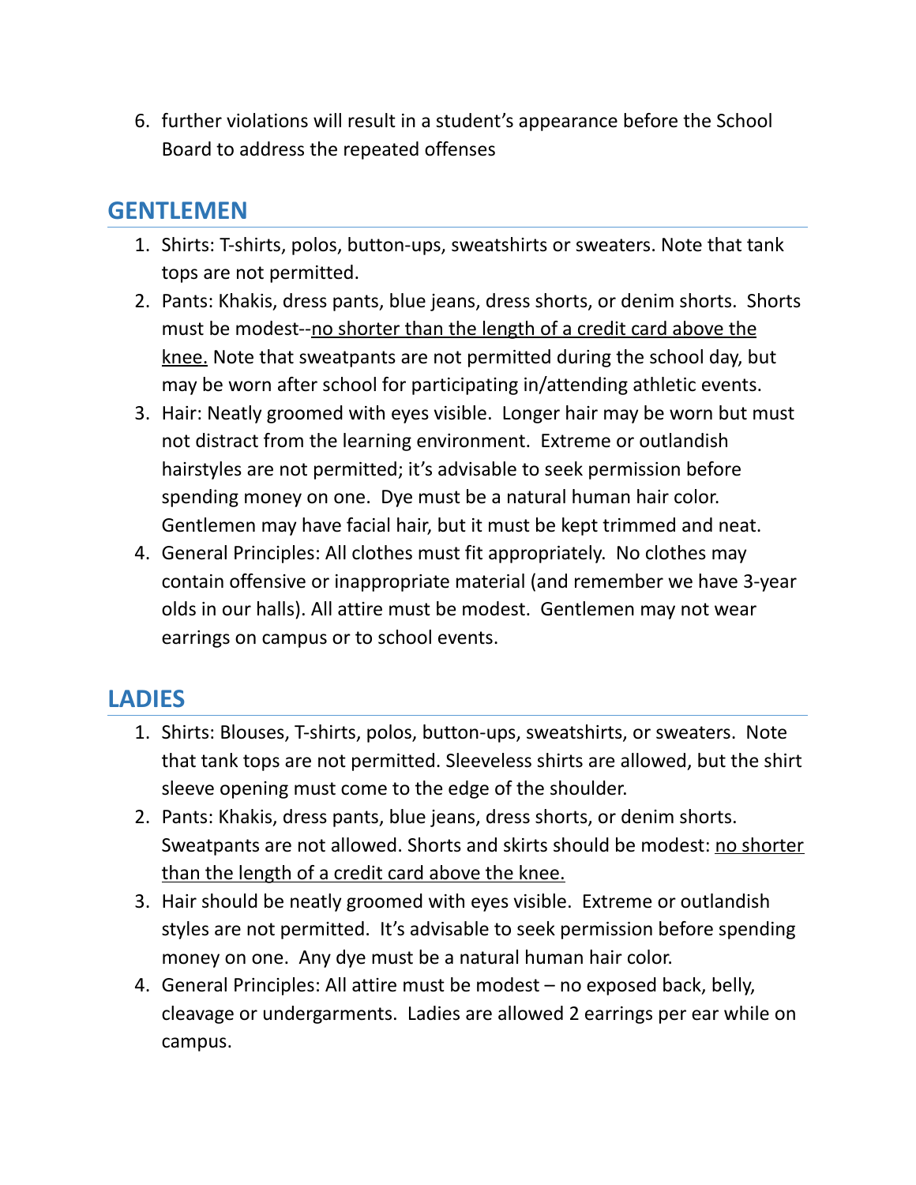6. further violations will result in a student's appearance before the School Board to address the repeated offenses

## GENTLEMEN

1. Shirts: T-shirts, polos, button-ups, sweatshirts or sweaters. Note that tank tops are not permitted.
2. Pants: Khakis, dress pants, blue jeans, dress shorts, or denim shorts. Shorts must be modest--<u>no shorter than the length of a credit card above the knee.</u> Note that sweatpants are not permitted during the school day, but may be worn after school for participating in/attending athletic events.
3. Hair: Neatly groomed with eyes visible. Longer hair may be worn but must not distract from the learning environment. Extreme or outlandish hairstyles are not permitted; it's advisable to seek permission before spending money on one. Dye must be a natural human hair color. Gentlemen may have facial hair, but it must be kept trimmed and neat.
4. General Principles: All clothes must fit appropriately. No clothes may contain offensive or inappropriate material (and remember we have 3-year olds in our halls). All attire must be modest. Gentlemen may not wear earrings on campus or to school events.

## LADIES

1. Shirts: Blouses, T-shirts, polos, button-ups, sweatshirts, or sweaters. Note that tank tops are not permitted. Sleeveless shirts are allowed, but the shirt sleeve opening must come to the edge of the shoulder.
2. Pants: Khakis, dress pants, blue jeans, dress shorts, or denim shorts. Sweatpants are not allowed. Shorts and skirts should be modest: <u>no shorter than the length of a credit card above the knee.</u>
3. Hair should be neatly groomed with eyes visible. Extreme or outlandish styles are not permitted. It's advisable to seek permission before spending money on one. Any dye must be a natural human hair color.
4. General Principles: All attire must be modest – no exposed back, belly, cleavage or undergarments. Ladies are allowed 2 earrings per ear while on campus.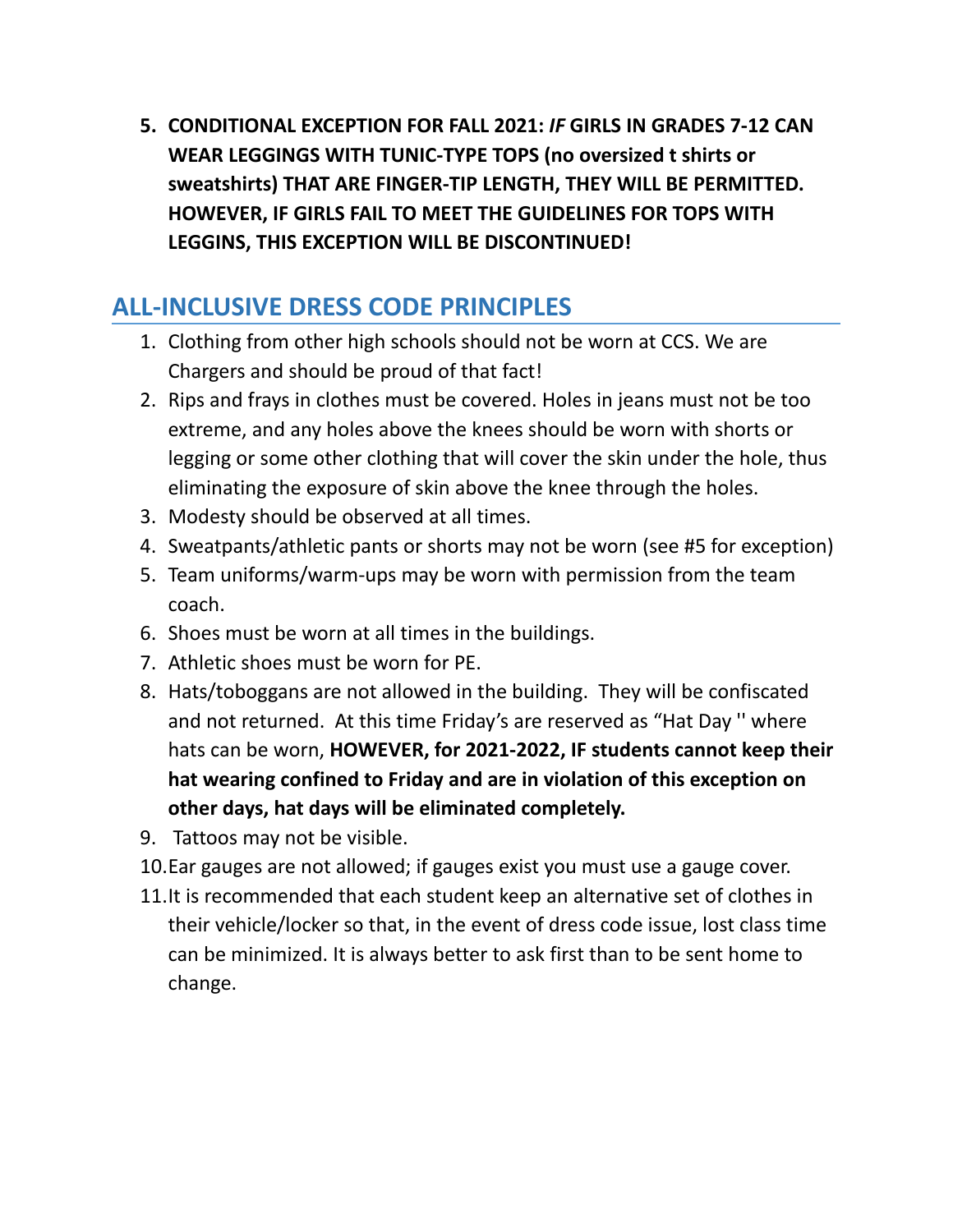5. **CONDITIONAL EXCEPTION FOR FALL 2021: *IF* GIRLS IN GRADES 7-12 CAN WEAR LEGGINGS WITH TUNIC-TYPE TOPS (no oversized t shirts or sweatshirts) THAT ARE FINGER-TIP LENGTH, THEY WILL BE PERMITTED. HOWEVER, IF GIRLS FAIL TO MEET THE GUIDELINES FOR TOPS WITH LEGGINS, THIS EXCEPTION WILL BE DISCONTINUED!**

## ALL-INCLUSIVE DRESS CODE PRINCIPLES

1. Clothing from other high schools should not be worn at CCS. We are Chargers and should be proud of that fact!
2. Rips and frays in clothes must be covered. Holes in jeans must not be too extreme, and any holes above the knees should be worn with shorts or legging or some other clothing that will cover the skin under the hole, thus eliminating the exposure of skin above the knee through the holes.
3. Modesty should be observed at all times.
4. Sweatpants/athletic pants or shorts may not be worn (see #5 for exception)
5. Team uniforms/warm-ups may be worn with permission from the team coach.
6. Shoes must be worn at all times in the buildings.
7. Athletic shoes must be worn for PE.
8. Hats/toboggans are not allowed in the building. They will be confiscated and not returned. At this time Friday's are reserved as "Hat Day '' where hats can be worn, **HOWEVER, for 2021-2022, IF students cannot keep their hat wearing confined to Friday and are in violation of this exception on other days, hat days will be eliminated completely.**
9. Tattoos may not be visible.
10. Ear gauges are not allowed; if gauges exist you must use a gauge cover.
11. It is recommended that each student keep an alternative set of clothes in their vehicle/locker so that, in the event of dress code issue, lost class time can be minimized. It is always better to ask first than to be sent home to change.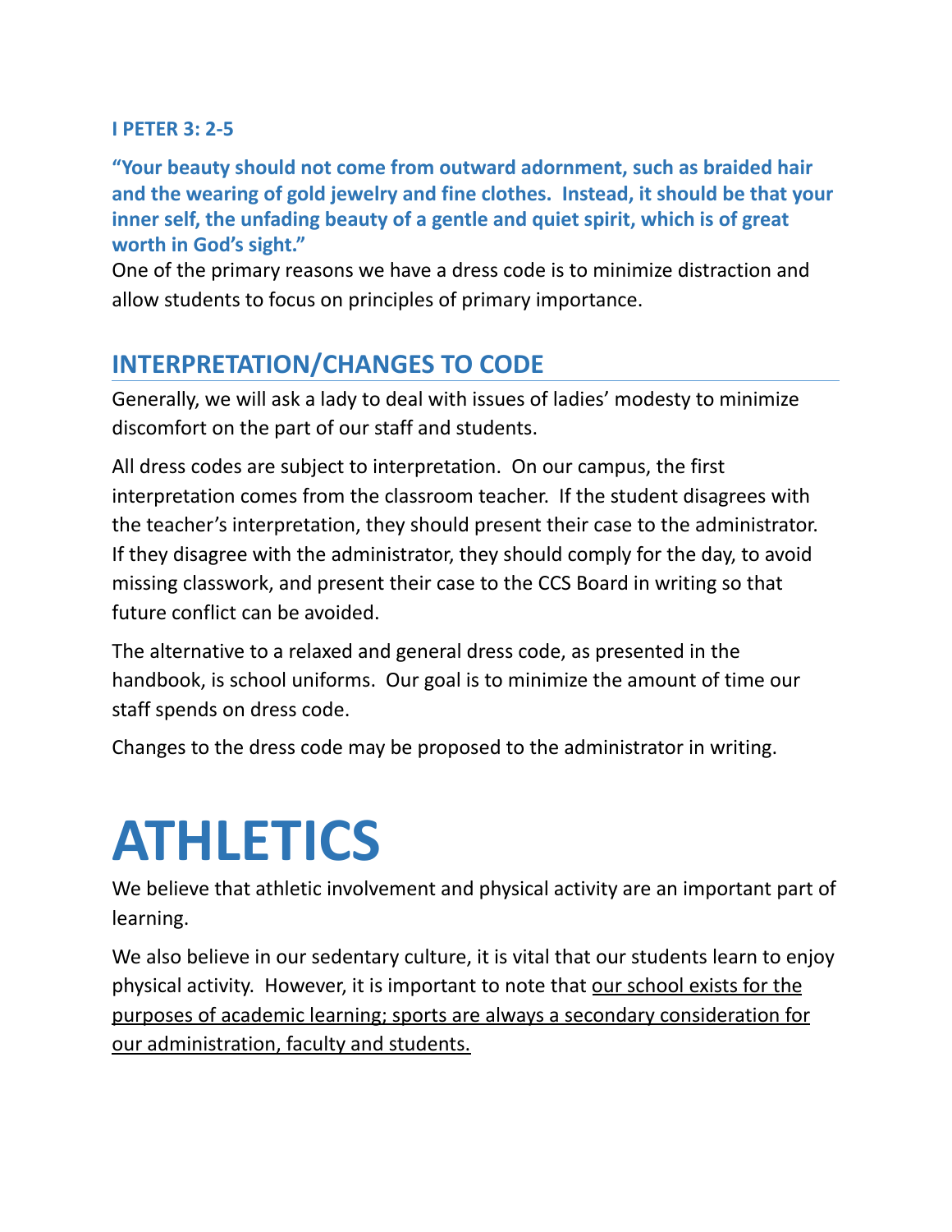**I PETER 3: 2-5**

**"Your beauty should not come from outward adornment, such as braided hair and the wearing of gold jewelry and fine clothes. Instead, it should be that your inner self, the unfading beauty of a gentle and quiet spirit, which is of great worth in God's sight."**

One of the primary reasons we have a dress code is to minimize distraction and allow students to focus on principles of primary importance.

## INTERPRETATION/CHANGES TO CODE

Generally, we will ask a lady to deal with issues of ladies' modesty to minimize discomfort on the part of our staff and students.

All dress codes are subject to interpretation. On our campus, the first interpretation comes from the classroom teacher. If the student disagrees with the teacher's interpretation, they should present their case to the administrator. If they disagree with the administrator, they should comply for the day, to avoid missing classwork, and present their case to the CCS Board in writing so that future conflict can be avoided.

The alternative to a relaxed and general dress code, as presented in the handbook, is school uniforms. Our goal is to minimize the amount of time our staff spends on dress code.

Changes to the dress code may be proposed to the administrator in writing.

# ATHLETICS

We believe that athletic involvement and physical activity are an important part of learning.

We also believe in our sedentary culture, it is vital that our students learn to enjoy physical activity. However, it is important to note that <u>our school exists for the purposes of academic learning; sports are always a secondary consideration for our administration, faculty and students.</u>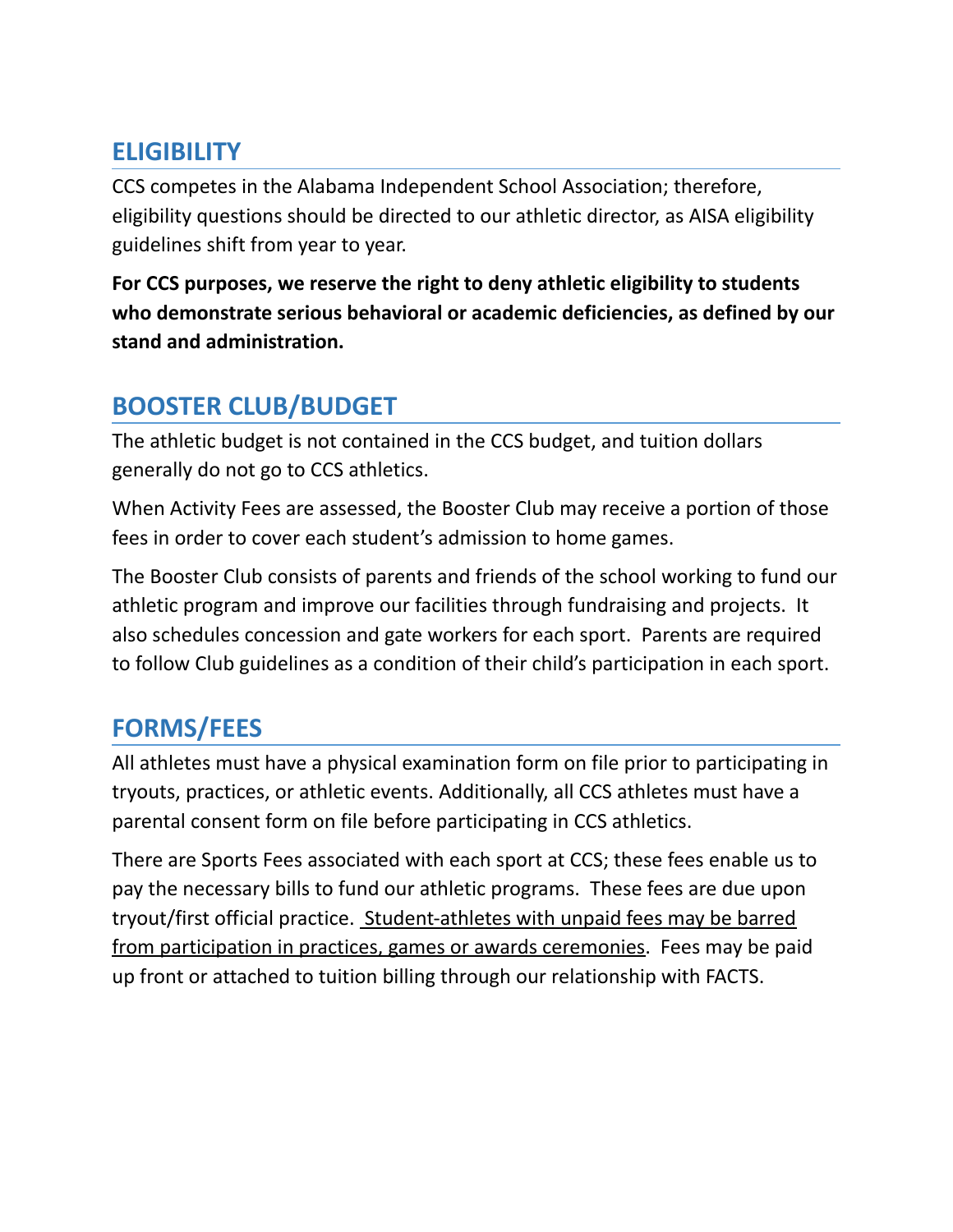## ELIGIBILITY

CCS competes in the Alabama Independent School Association; therefore, eligibility questions should be directed to our athletic director, as AISA eligibility guidelines shift from year to year.

**For CCS purposes, we reserve the right to deny athletic eligibility to students who demonstrate serious behavioral or academic deficiencies, as defined by our stand and administration.**

## BOOSTER CLUB/BUDGET

The athletic budget is not contained in the CCS budget, and tuition dollars generally do not go to CCS athletics.

When Activity Fees are assessed, the Booster Club may receive a portion of those fees in order to cover each student's admission to home games.

The Booster Club consists of parents and friends of the school working to fund our athletic program and improve our facilities through fundraising and projects. It also schedules concession and gate workers for each sport. Parents are required to follow Club guidelines as a condition of their child's participation in each sport.

## FORMS/FEES

All athletes must have a physical examination form on file prior to participating in tryouts, practices, or athletic events. Additionally, all CCS athletes must have a parental consent form on file before participating in CCS athletics.

There are Sports Fees associated with each sport at CCS; these fees enable us to pay the necessary bills to fund our athletic programs. These fees are due upon tryout/first official practice. <u>Student-athletes with unpaid fees may be barred from participation in practices, games or awards ceremonies</u>. Fees may be paid up front or attached to tuition billing through our relationship with FACTS.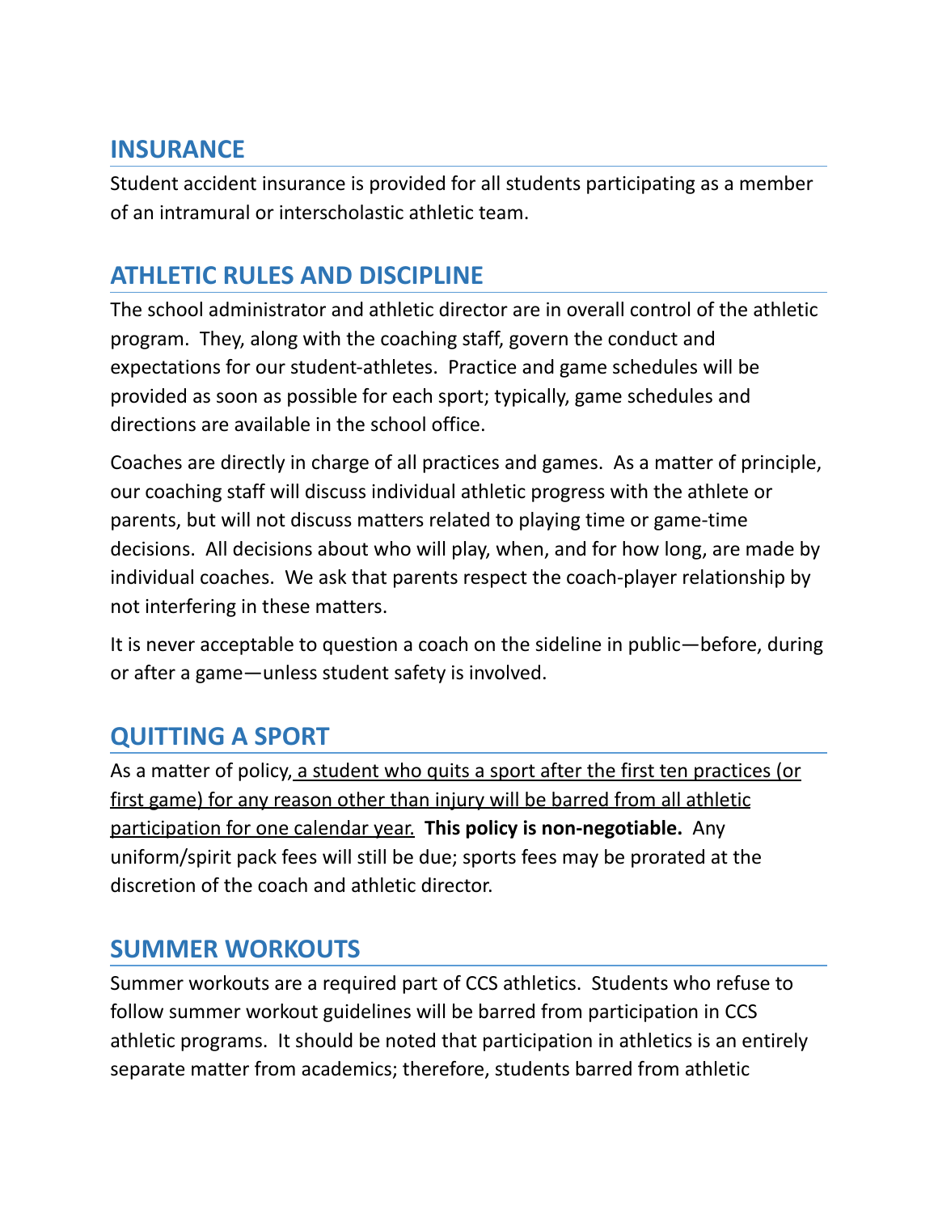## INSURANCE

Student accident insurance is provided for all students participating as a member of an intramural or interscholastic athletic team.

## ATHLETIC RULES AND DISCIPLINE

The school administrator and athletic director are in overall control of the athletic program. They, along with the coaching staff, govern the conduct and expectations for our student-athletes. Practice and game schedules will be provided as soon as possible for each sport; typically, game schedules and directions are available in the school office.

Coaches are directly in charge of all practices and games. As a matter of principle, our coaching staff will discuss individual athletic progress with the athlete or parents, but will not discuss matters related to playing time or game-time decisions. All decisions about who will play, when, and for how long, are made by individual coaches. We ask that parents respect the coach-player relationship by not interfering in these matters.

It is never acceptable to question a coach on the sideline in public—before, during or after a game—unless student safety is involved.

## QUITTING A SPORT

As a matter of policy, <u>a student who quits a sport after the first ten practices (or first game) for any reason other than injury will be barred from all athletic participation for one calendar year.</u> **This policy is non-negotiable.** Any uniform/spirit pack fees will still be due; sports fees may be prorated at the discretion of the coach and athletic director.

## SUMMER WORKOUTS

Summer workouts are a required part of CCS athletics. Students who refuse to follow summer workout guidelines will be barred from participation in CCS athletic programs. It should be noted that participation in athletics is an entirely separate matter from academics; therefore, students barred from athletic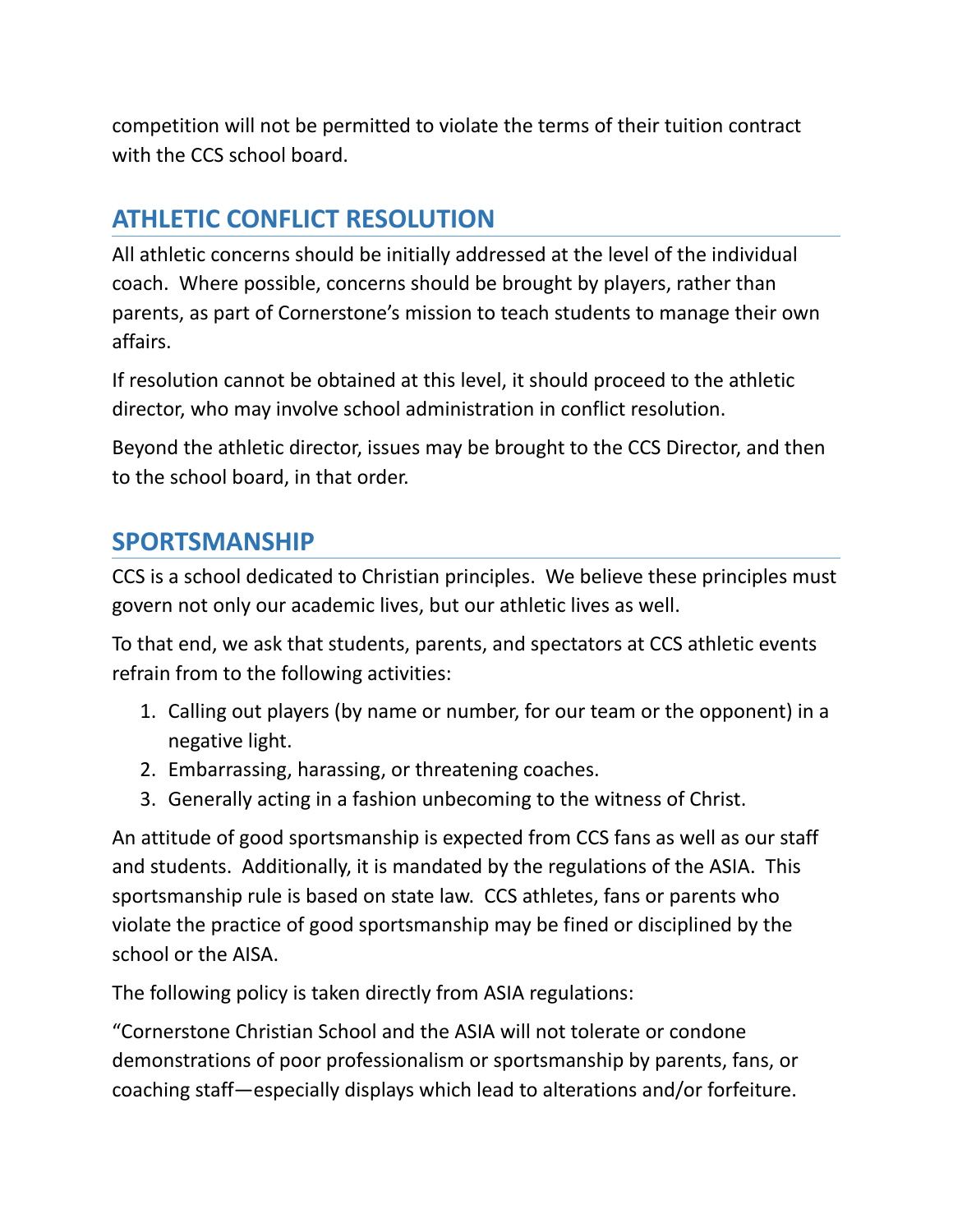competition will not be permitted to violate the terms of their tuition contract with the CCS school board.

## ATHLETIC CONFLICT RESOLUTION

All athletic concerns should be initially addressed at the level of the individual coach. Where possible, concerns should be brought by players, rather than parents, as part of Cornerstone's mission to teach students to manage their own affairs.

If resolution cannot be obtained at this level, it should proceed to the athletic director, who may involve school administration in conflict resolution.

Beyond the athletic director, issues may be brought to the CCS Director, and then to the school board, in that order.

## SPORTSMANSHIP

CCS is a school dedicated to Christian principles. We believe these principles must govern not only our academic lives, but our athletic lives as well.

To that end, we ask that students, parents, and spectators at CCS athletic events refrain from to the following activities:

1. Calling out players (by name or number, for our team or the opponent) in a negative light.
2. Embarrassing, harassing, or threatening coaches.
3. Generally acting in a fashion unbecoming to the witness of Christ.

An attitude of good sportsmanship is expected from CCS fans as well as our staff and students. Additionally, it is mandated by the regulations of the ASIA. This sportsmanship rule is based on state law. CCS athletes, fans or parents who violate the practice of good sportsmanship may be fined or disciplined by the school or the AISA.

The following policy is taken directly from ASIA regulations:

"Cornerstone Christian School and the ASIA will not tolerate or condone demonstrations of poor professionalism or sportsmanship by parents, fans, or coaching staff—especially displays which lead to alterations and/or forfeiture.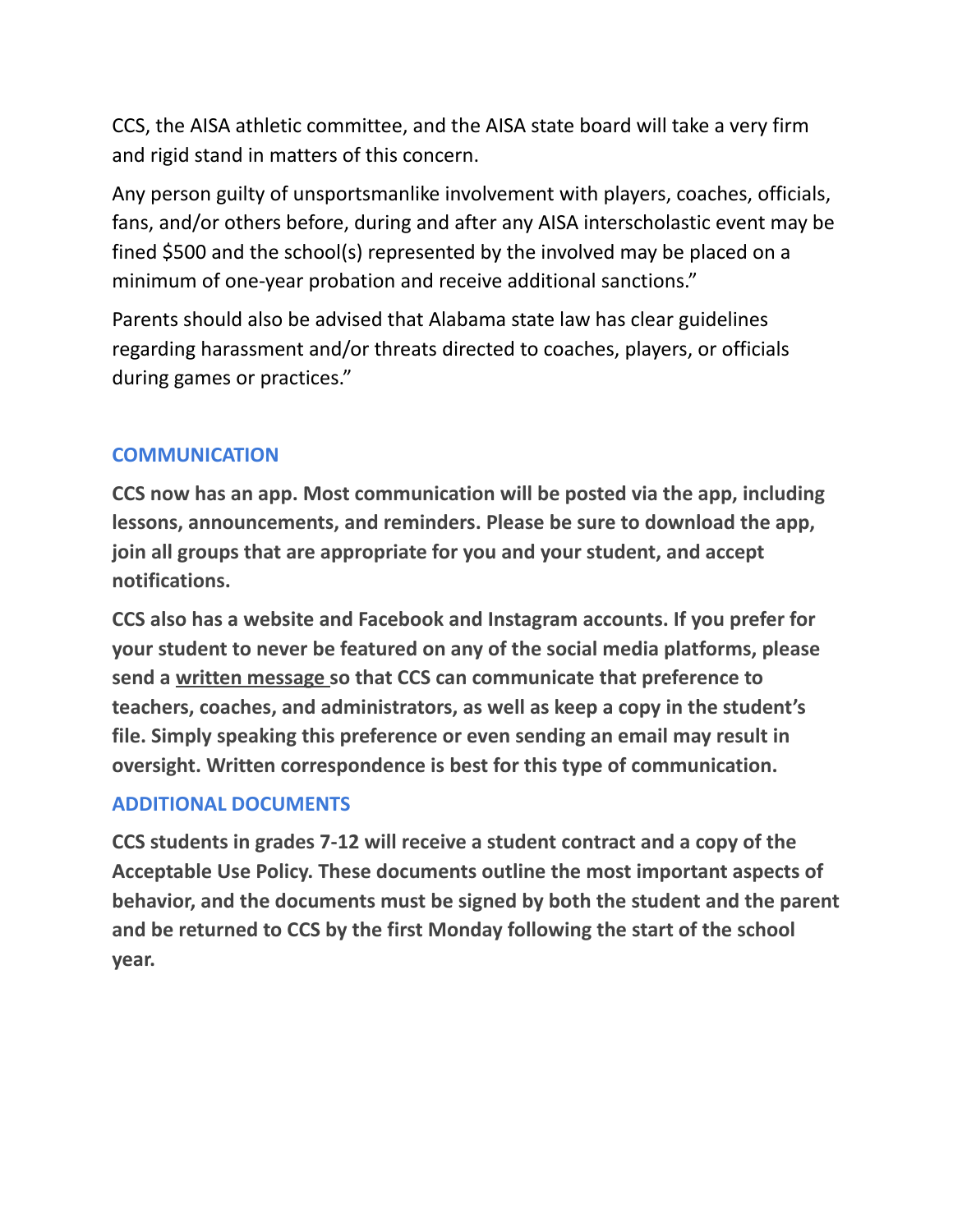CCS, the AISA athletic committee, and the AISA state board will take a very firm and rigid stand in matters of this concern.

Any person guilty of unsportsmanlike involvement with players, coaches, officials, fans, and/or others before, during and after any AISA interscholastic event may be fined $500 and the school(s) represented by the involved may be placed on a minimum of one-year probation and receive additional sanctions."

Parents should also be advised that Alabama state law has clear guidelines regarding harassment and/or threats directed to coaches, players, or officials during games or practices."

## COMMUNICATION

**CCS now has an app. Most communication will be posted via the app, including lessons, announcements, and reminders. Please be sure to download the app, join all groups that are appropriate for you and your student, and accept notifications.**

**CCS also has a website and Facebook and Instagram accounts. If you prefer for your student to never be featured on any of the social media platforms, please send a written message so that CCS can communicate that preference to teachers, coaches, and administrators, as well as keep a copy in the student's file. Simply speaking this preference or even sending an email may result in oversight. Written correspondence is best for this type of communication.**

## ADDITIONAL DOCUMENTS

**CCS students in grades 7-12 will receive a student contract and a copy of the Acceptable Use Policy. These documents outline the most important aspects of behavior, and the documents must be signed by both the student and the parent and be returned to CCS by the first Monday following the start of the school year.**